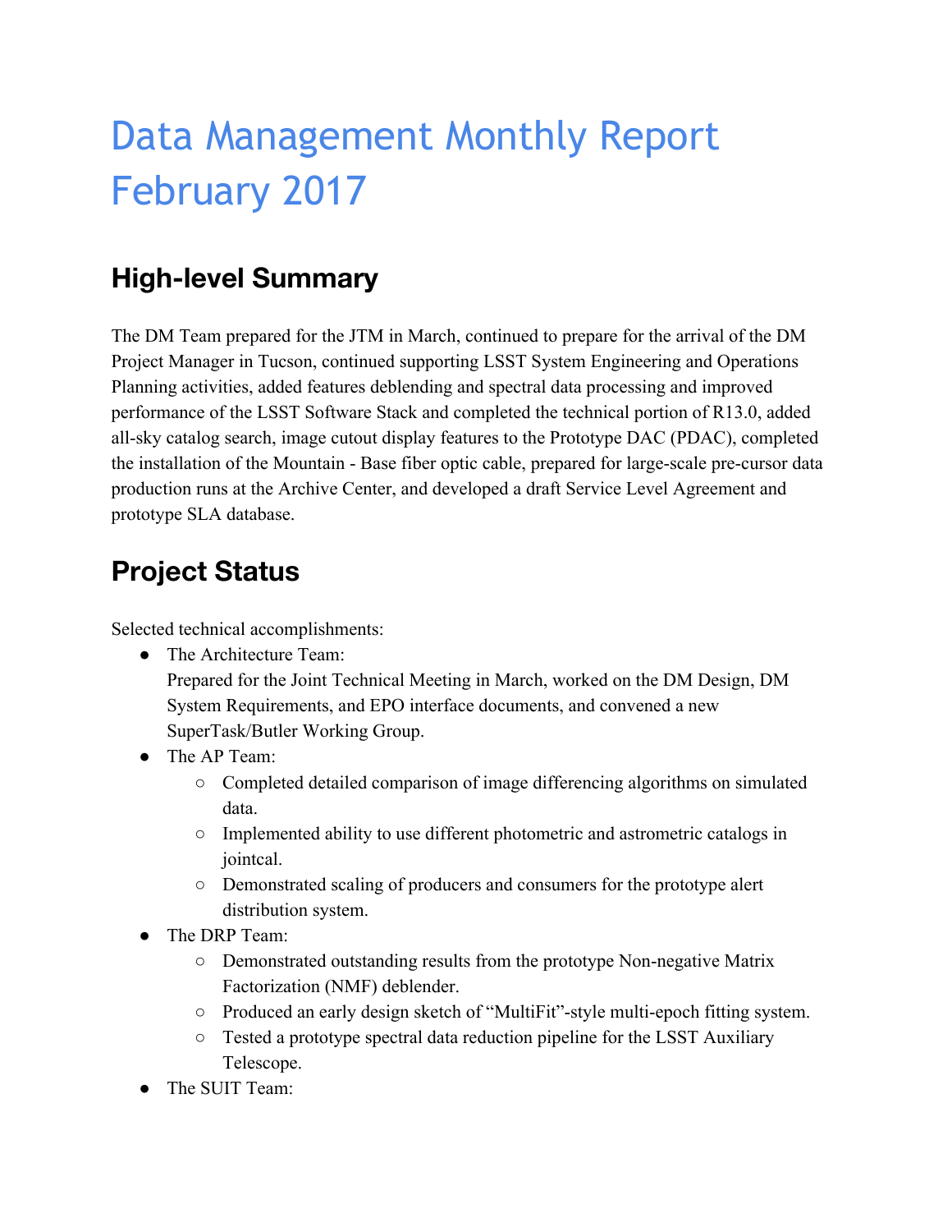# Data Management Monthly Report February 2017

## High-level Summary

The DM Team prepared for the JTM in March, continued to prepare for the arrival of the DM Project Manager in Tucson, continued supporting LSST System Engineering and Operations Planning activities, added features deblending and spectral data processing and improved performance of the LSST Software Stack and completed the technical portion of R13.0, added all-sky catalog search, image cutout display features to the Prototype DAC (PDAC), completed the installation of the Mountain - Base fiber optic cable, prepared for large-scale pre-cursor data production runs at the Archive Center, and developed a draft Service Level Agreement and prototype SLA database.

## Project Status

Selected technical accomplishments:

- The Architecture Team:
  Prepared for the Joint Technical Meeting in March, worked on the DM Design, DM System Requirements, and EPO interface documents, and convened a new SuperTask/Butler Working Group.
- The AP Team:
  - Completed detailed comparison of image differencing algorithms on simulated data.
  - Implemented ability to use different photometric and astrometric catalogs in jointcal.
  - Demonstrated scaling of producers and consumers for the prototype alert distribution system.
- The DRP Team:
  - Demonstrated outstanding results from the prototype Non-negative Matrix Factorization (NMF) deblender.
  - Produced an early design sketch of "MultiFit"-style multi-epoch fitting system.
  - Tested a prototype spectral data reduction pipeline for the LSST Auxiliary Telescope.
- The SUIT Team: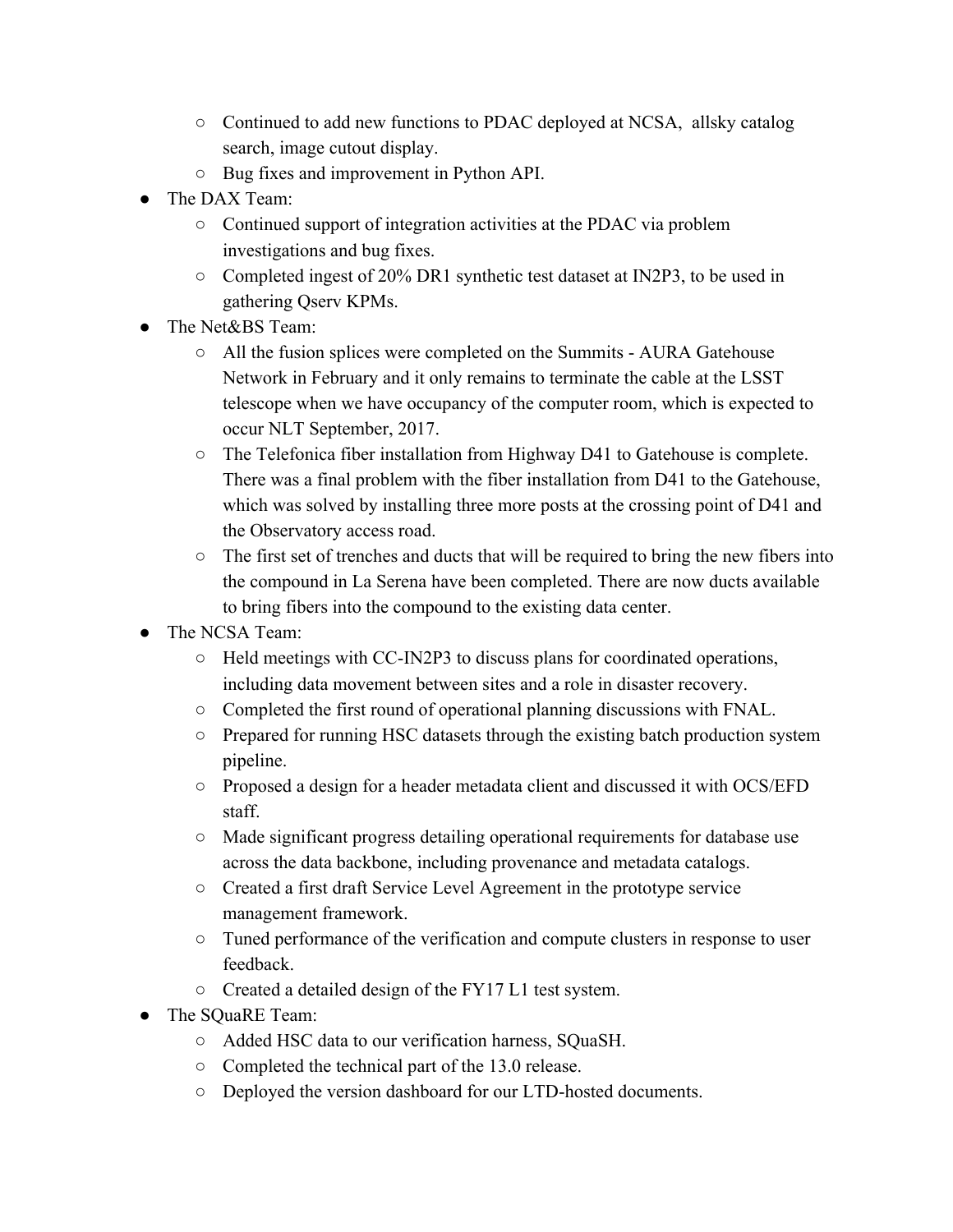- Continued to add new functions to PDAC deployed at NCSA, allsky catalog search, image cutout display.
    - Bug fixes and improvement in Python API.
- The DAX Team:
    - Continued support of integration activities at the PDAC via problem investigations and bug fixes.
    - Completed ingest of 20% DR1 synthetic test dataset at IN2P3, to be used in gathering Qserv KPMs.
- The Net&BS Team:
    - All the fusion splices were completed on the Summits - AURA Gatehouse Network in February and it only remains to terminate the cable at the LSST telescope when we have occupancy of the computer room, which is expected to occur NLT September, 2017.
    - The Telefonica fiber installation from Highway D41 to Gatehouse is complete. There was a final problem with the fiber installation from D41 to the Gatehouse, which was solved by installing three more posts at the crossing point of D41 and the Observatory access road.
    - The first set of trenches and ducts that will be required to bring the new fibers into the compound in La Serena have been completed. There are now ducts available to bring fibers into the compound to the existing data center.
- The NCSA Team:
    - Held meetings with CC-IN2P3 to discuss plans for coordinated operations, including data movement between sites and a role in disaster recovery.
    - Completed the first round of operational planning discussions with FNAL.
    - Prepared for running HSC datasets through the existing batch production system pipeline.
    - Proposed a design for a header metadata client and discussed it with OCS/EFD staff.
    - Made significant progress detailing operational requirements for database use across the data backbone, including provenance and metadata catalogs.
    - Created a first draft Service Level Agreement in the prototype service management framework.
    - Tuned performance of the verification and compute clusters in response to user feedback.
    - Created a detailed design of the FY17 L1 test system.
- The SQuaRE Team:
    - Added HSC data to our verification harness, SQuaSH.
    - Completed the technical part of the 13.0 release.
    - Deployed the version dashboard for our LTD-hosted documents.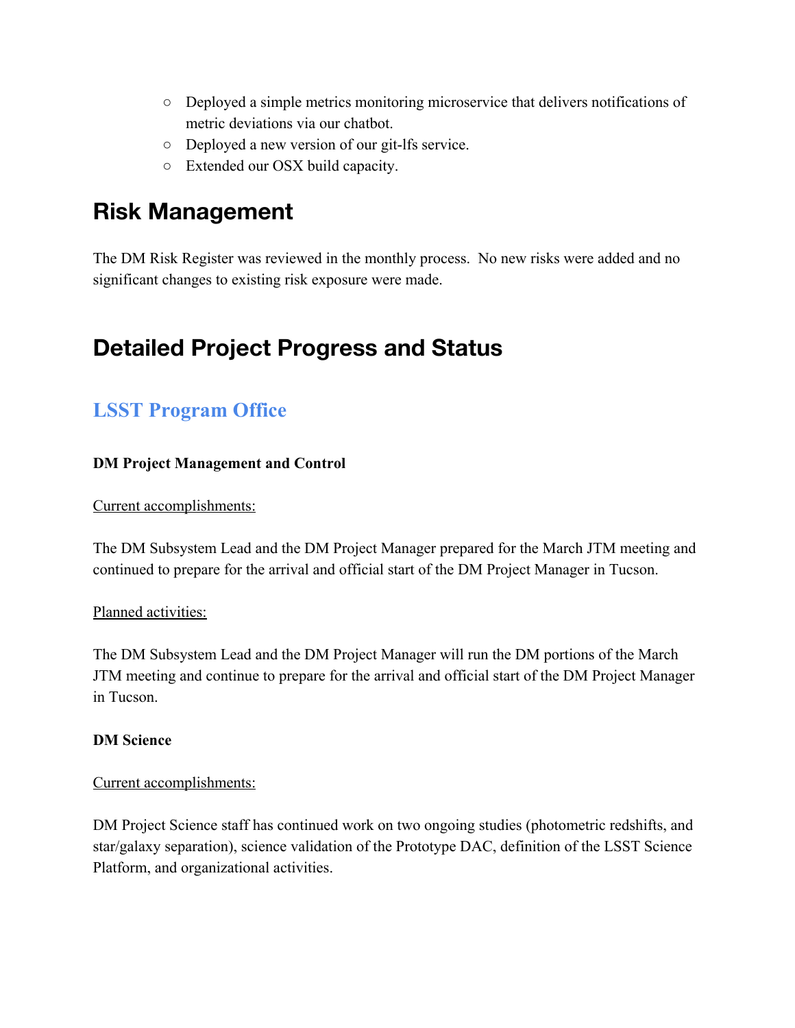- Deployed a simple metrics monitoring microservice that delivers notifications of metric deviations via our chatbot.
- Deployed a new version of our git-lfs service.
- Extended our OSX build capacity.

# Risk Management

The DM Risk Register was reviewed in the monthly process. No new risks were added and no significant changes to existing risk exposure were made.

# Detailed Project Progress and Status

## LSST Program Office

**DM Project Management and Control**

Current accomplishments:

The DM Subsystem Lead and the DM Project Manager prepared for the March JTM meeting and continued to prepare for the arrival and official start of the DM Project Manager in Tucson.

Planned activities:

The DM Subsystem Lead and the DM Project Manager will run the DM portions of the March JTM meeting and continue to prepare for the arrival and official start of the DM Project Manager in Tucson.

**DM Science**

Current accomplishments:

DM Project Science staff has continued work on two ongoing studies (photometric redshifts, and star/galaxy separation), science validation of the Prototype DAC, definition of the LSST Science Platform, and organizational activities.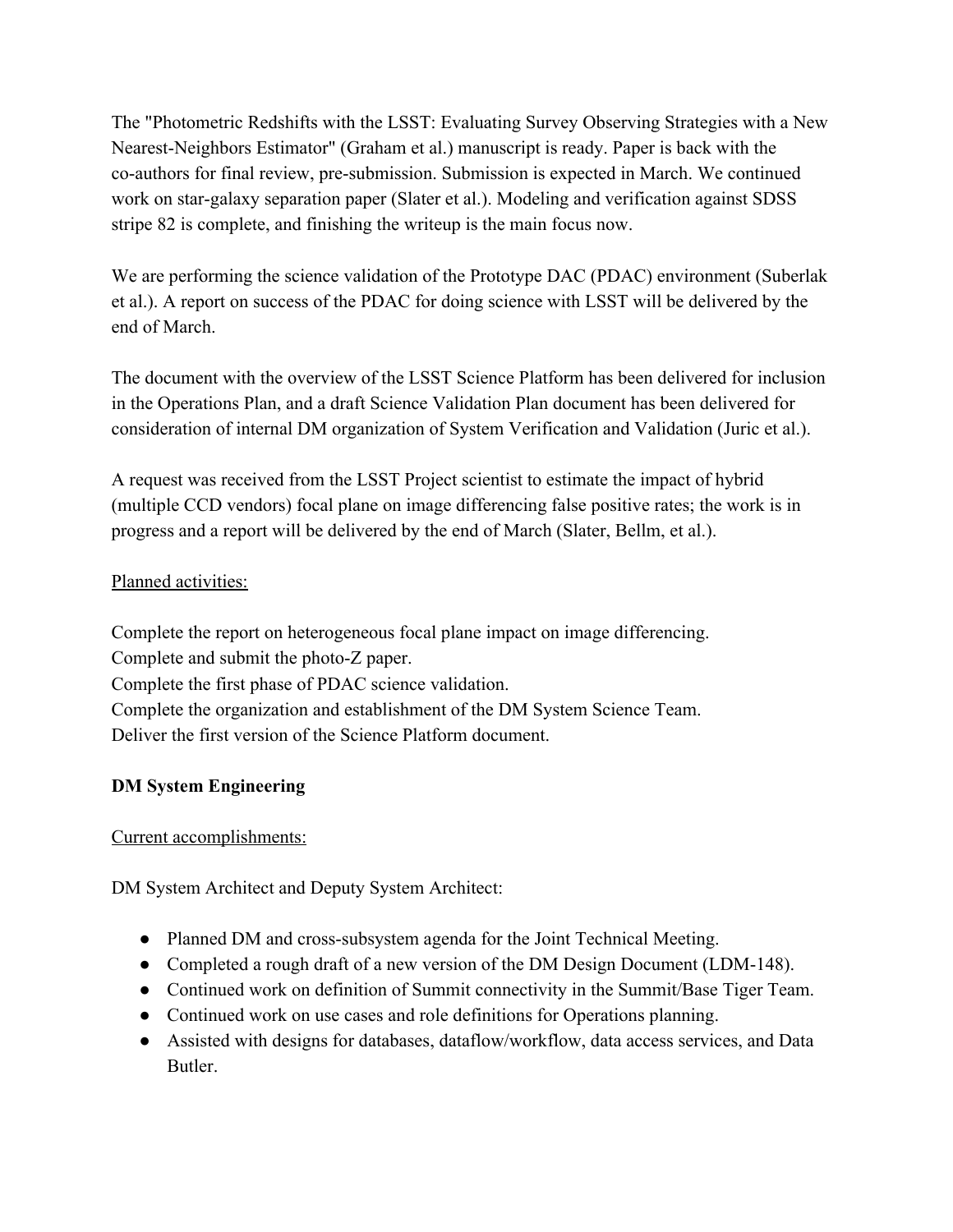The "Photometric Redshifts with the LSST: Evaluating Survey Observing Strategies with a New Nearest-Neighbors Estimator" (Graham et al.) manuscript is ready. Paper is back with the co-authors for final review, pre-submission. Submission is expected in March. We continued work on star-galaxy separation paper (Slater et al.). Modeling and verification against SDSS stripe 82 is complete, and finishing the writeup is the main focus now.

We are performing the science validation of the Prototype DAC (PDAC) environment (Suberlak et al.). A report on success of the PDAC for doing science with LSST will be delivered by the end of March.

The document with the overview of the LSST Science Platform has been delivered for inclusion in the Operations Plan, and a draft Science Validation Plan document has been delivered for consideration of internal DM organization of System Verification and Validation (Juric et al.).

A request was received from the LSST Project scientist to estimate the impact of hybrid (multiple CCD vendors) focal plane on image differencing false positive rates; the work is in progress and a report will be delivered by the end of March (Slater, Bellm, et al.).

<u>Planned activities:</u>

Complete the report on heterogeneous focal plane impact on image differencing.
Complete and submit the photo-Z paper.
Complete the first phase of PDAC science validation.
Complete the organization and establishment of the DM System Science Team.
Deliver the first version of the Science Platform document.

**DM System Engineering**

<u>Current accomplishments:</u>

DM System Architect and Deputy System Architect:

- Planned DM and cross-subsystem agenda for the Joint Technical Meeting.
- Completed a rough draft of a new version of the DM Design Document (LDM-148).
- Continued work on definition of Summit connectivity in the Summit/Base Tiger Team.
- Continued work on use cases and role definitions for Operations planning.
- Assisted with designs for databases, dataflow/workflow, data access services, and Data Butler.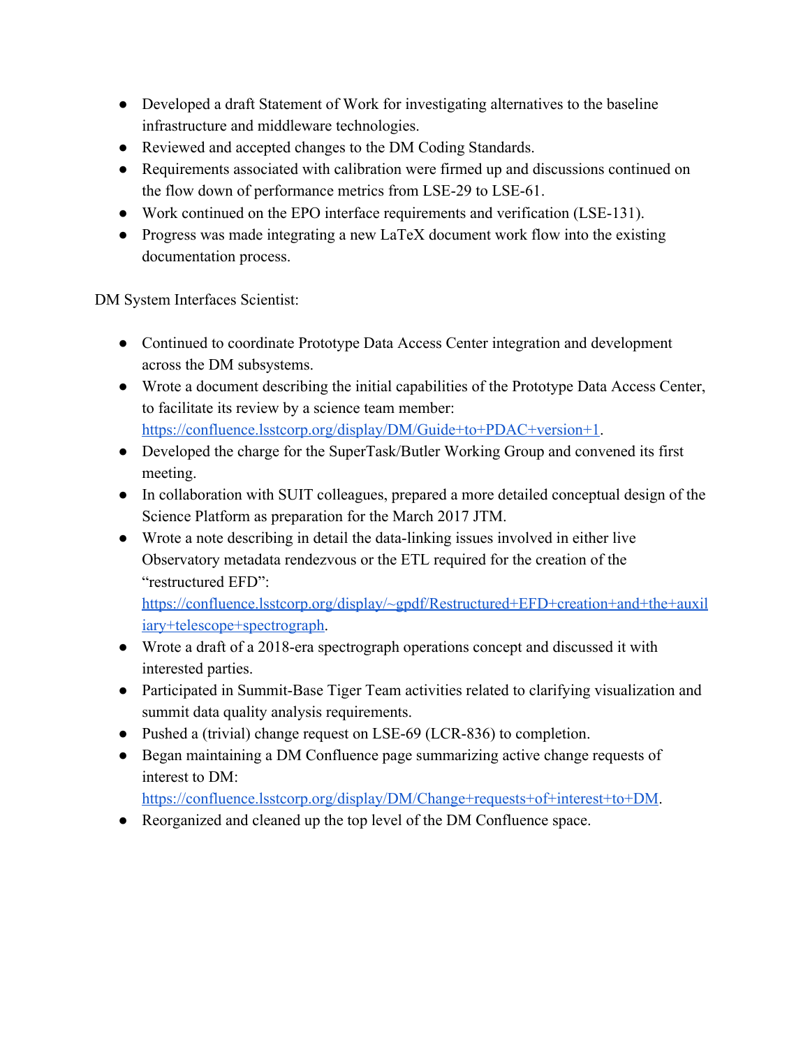- Developed a draft Statement of Work for investigating alternatives to the baseline infrastructure and middleware technologies.
- Reviewed and accepted changes to the DM Coding Standards.
- Requirements associated with calibration were firmed up and discussions continued on the flow down of performance metrics from LSE-29 to LSE-61.
- Work continued on the EPO interface requirements and verification (LSE-131).
- Progress was made integrating a new LaTeX document work flow into the existing documentation process.

DM System Interfaces Scientist:

- Continued to coordinate Prototype Data Access Center integration and development across the DM subsystems.
- Wrote a document describing the initial capabilities of the Prototype Data Access Center, to facilitate its review by a science team member: https://confluence.lsstcorp.org/display/DM/Guide+to+PDAC+version+1.
- Developed the charge for the SuperTask/Butler Working Group and convened its first meeting.
- In collaboration with SUIT colleagues, prepared a more detailed conceptual design of the Science Platform as preparation for the March 2017 JTM.
- Wrote a note describing in detail the data-linking issues involved in either live Observatory metadata rendezvous or the ETL required for the creation of the "restructured EFD": https://confluence.lsstcorp.org/display/~gpdf/Restructured+EFD+creation+and+the+auxiliary+telescope+spectrograph.
- Wrote a draft of a 2018-era spectrograph operations concept and discussed it with interested parties.
- Participated in Summit-Base Tiger Team activities related to clarifying visualization and summit data quality analysis requirements.
- Pushed a (trivial) change request on LSE-69 (LCR-836) to completion.
- Began maintaining a DM Confluence page summarizing active change requests of interest to DM: https://confluence.lsstcorp.org/display/DM/Change+requests+of+interest+to+DM.
- Reorganized and cleaned up the top level of the DM Confluence space.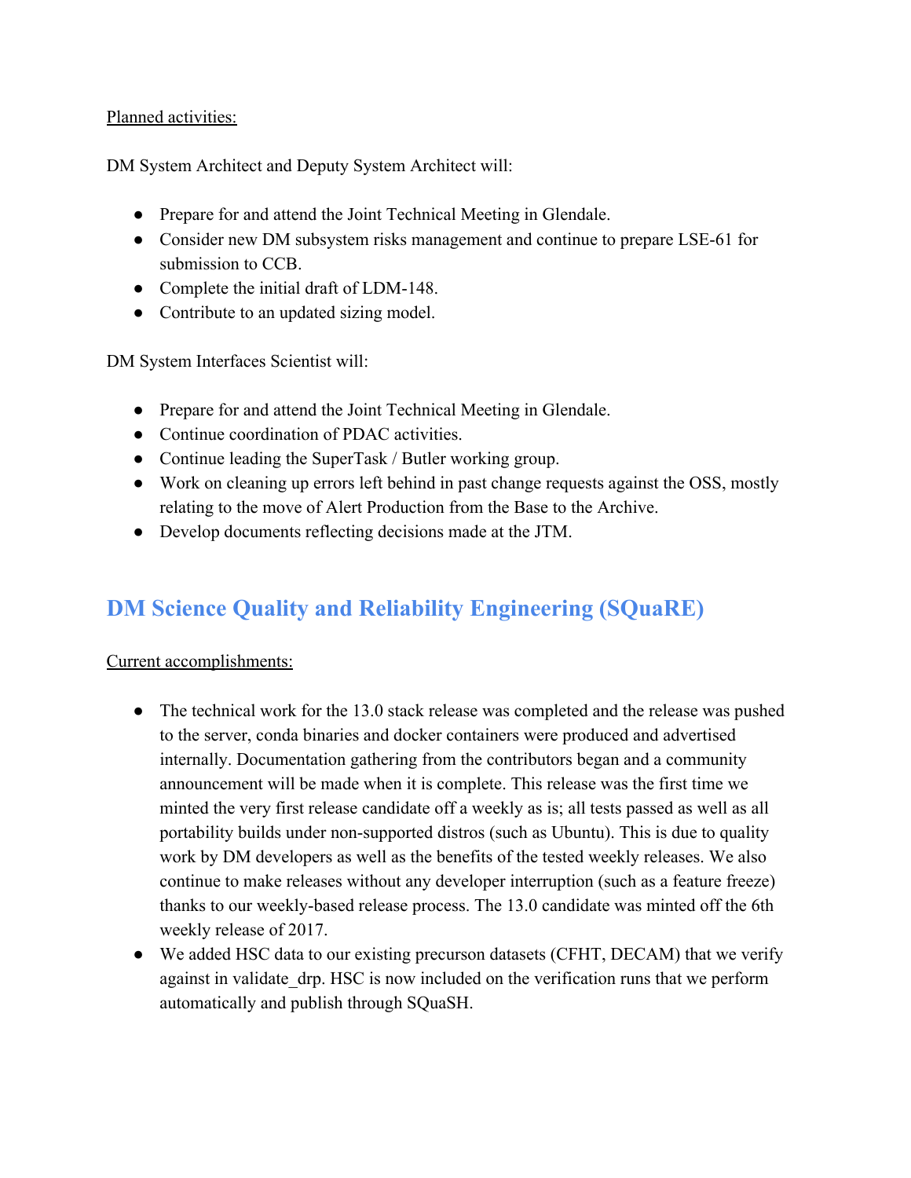Planned activities:

DM System Architect and Deputy System Architect will:

- Prepare for and attend the Joint Technical Meeting in Glendale.
- Consider new DM subsystem risks management and continue to prepare LSE-61 for submission to CCB.
- Complete the initial draft of LDM-148.
- Contribute to an updated sizing model.

DM System Interfaces Scientist will:

- Prepare for and attend the Joint Technical Meeting in Glendale.
- Continue coordination of PDAC activities.
- Continue leading the SuperTask / Butler working group.
- Work on cleaning up errors left behind in past change requests against the OSS, mostly relating to the move of Alert Production from the Base to the Archive.
- Develop documents reflecting decisions made at the JTM.

## DM Science Quality and Reliability Engineering (SQuaRE)

Current accomplishments:

- The technical work for the 13.0 stack release was completed and the release was pushed to the server, conda binaries and docker containers were produced and advertised internally. Documentation gathering from the contributors began and a community announcement will be made when it is complete. This release was the first time we minted the very first release candidate off a weekly as is; all tests passed as well as all portability builds under non-supported distros (such as Ubuntu). This is due to quality work by DM developers as well as the benefits of the tested weekly releases. We also continue to make releases without any developer interruption (such as a feature freeze) thanks to our weekly-based release process. The 13.0 candidate was minted off the 6th weekly release of 2017.
- We added HSC data to our existing precurson datasets (CFHT, DECAM) that we verify against in validate_drp. HSC is now included on the verification runs that we perform automatically and publish through SQuaSH.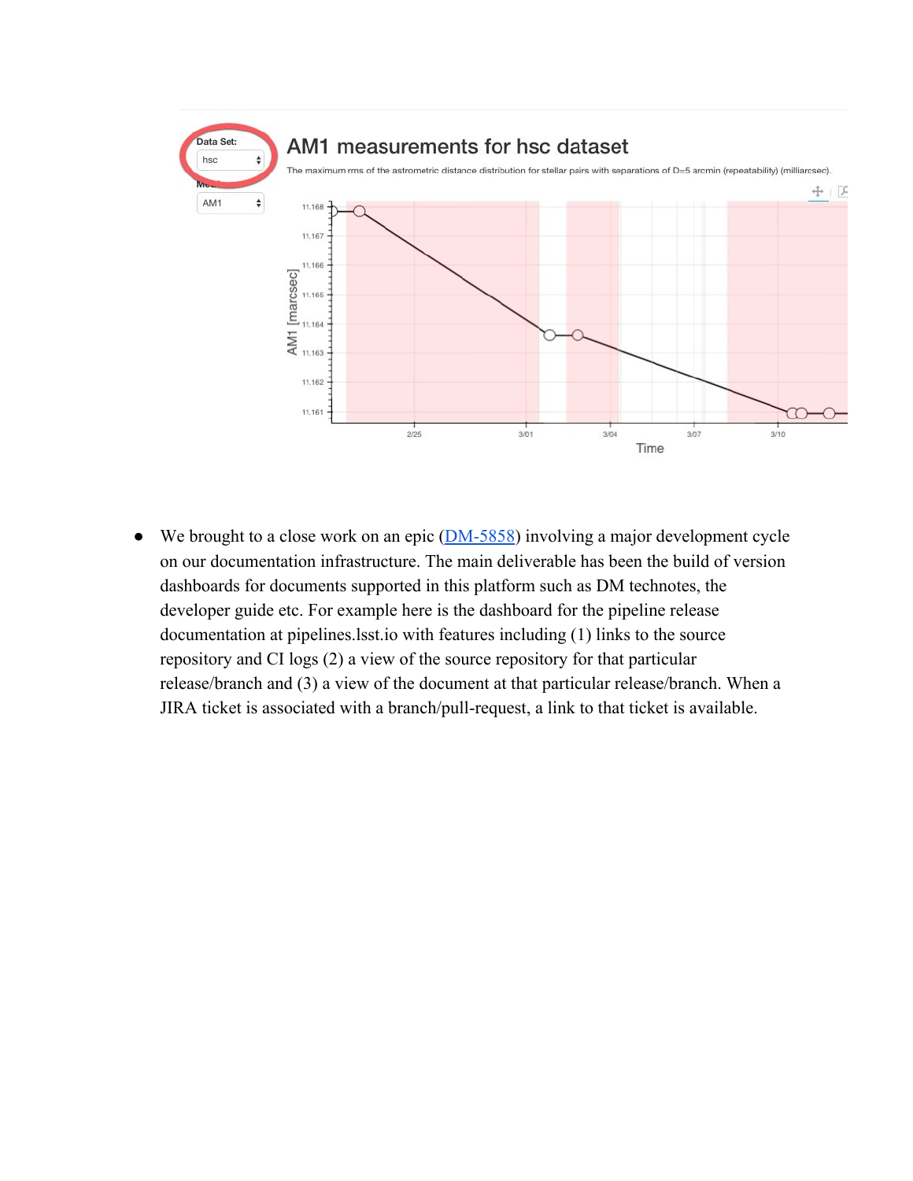- We brought to a close work on an epic ([DM-5858]) involving a major development cycle on our documentation infrastructure. The main deliverable has been the build of version dashboards for documents supported in this platform such as DM technotes, the developer guide etc. For example here is the dashboard for the pipeline release documentation at pipelines.lsst.io with features including (1) links to the source repository and CI logs (2) a view of the source repository for that particular release/branch and (3) a view of the document at that particular release/branch. When a JIRA ticket is associated with a branch/pull-request, a link to that ticket is available.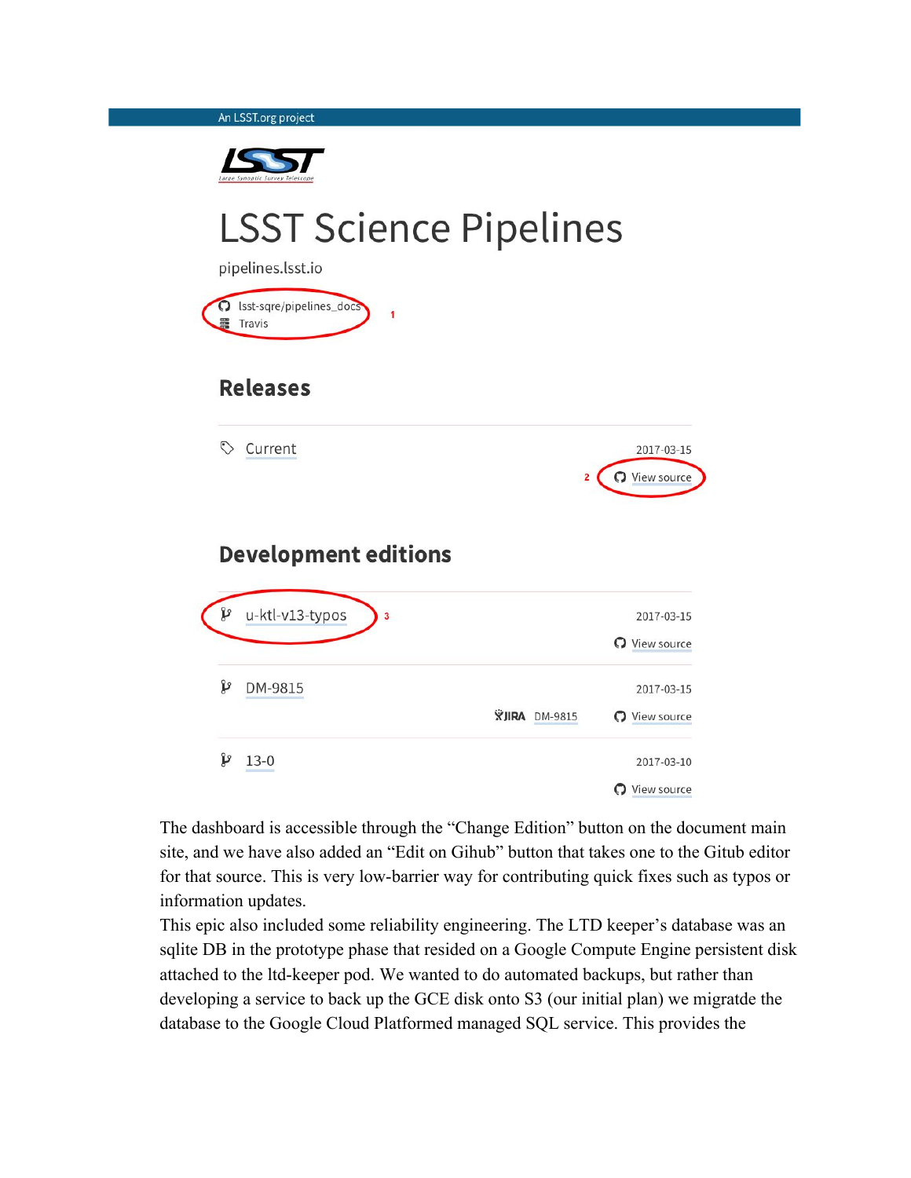An LSST.org project

# LSST Science Pipelines

pipelines.lsst.io

lsst-sqre/pipelines_docs
Travis

1

## Releases

| | |
|---|---|
| Current | 2017-03-15 |
| | 2 View source |

## Development editions

| | | |
|---|---|---|
| u-ktl-v13-typos 3 | | 2017-03-15 |
| | | View source |
| DM-9815 | | 2017-03-15 |
| | JIRA DM-9815 | View source |
| 13-0 | | 2017-03-10 |
| | | View source |

The dashboard is accessible through the "Change Edition" button on the document main site, and we have also added an "Edit on Gihub" button that takes one to the Gitub editor for that source. This is very low-barrier way for contributing quick fixes such as typos or information updates.

This epic also included some reliability engineering. The LTD keeper's database was an sqlite DB in the prototype phase that resided on a Google Compute Engine persistent disk attached to the ltd-keeper pod. We wanted to do automated backups, but rather than developing a service to back up the GCE disk onto S3 (our initial plan) we migratde the database to the Google Cloud Platformed managed SQL service. This provides the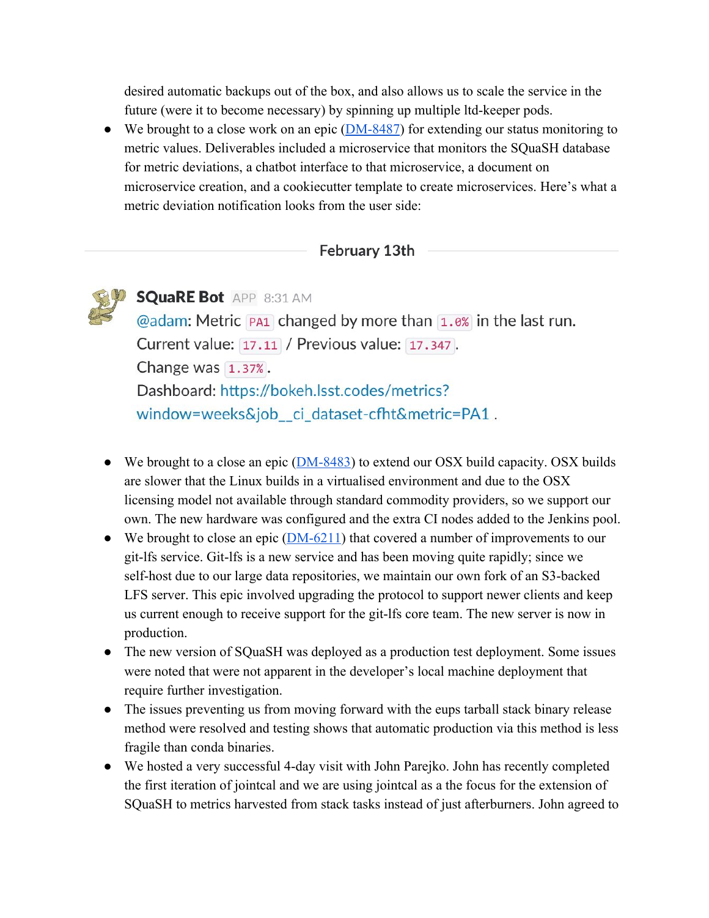desired automatic backups out of the box, and also allows us to scale the service in the future (were it to become necessary) by spinning up multiple ltd-keeper pods.

- We brought to a close work on an epic ([DM-8487](DM-8487)) for extending our status monitoring to metric values. Deliverables included a microservice that monitors the SQuaSH database for metric deviations, a chatbot interface to that microservice, a document on microservice creation, and a cookiecutter template to create microservices. Here's what a metric deviation notification looks from the user side:

February 13th

**SQuaRE Bot** APP 8:31 AM
@adam: Metric `PA1` changed by more than `1.0%` in the last run.
Current value: `17.11` / Previous value: `17.347`.
Change was `1.37%`.
Dashboard: https://bokeh.lsst.codes/metrics?window=weeks&job__ci_dataset-cfht&metric=PA1 .

- We brought to a close an epic ([DM-8483](DM-8483)) to extend our OSX build capacity. OSX builds are slower that the Linux builds in a virtualised environment and due to the OSX licensing model not available through standard commodity providers, so we support our own. The new hardware was configured and the extra CI nodes added to the Jenkins pool.
- We brought to close an epic ([DM-6211](DM-6211)) that covered a number of improvements to our git-lfs service. Git-lfs is a new service and has been moving quite rapidly; since we self-host due to our large data repositories, we maintain our own fork of an S3-backed LFS server. This epic involved upgrading the protocol to support newer clients and keep us current enough to receive support for the git-lfs core team. The new server is now in production.
- The new version of SQuaSH was deployed as a production test deployment. Some issues were noted that were not apparent in the developer's local machine deployment that require further investigation.
- The issues preventing us from moving forward with the eups tarball stack binary release method were resolved and testing shows that automatic production via this method is less fragile than conda binaries.
- We hosted a very successful 4-day visit with John Parejko. John has recently completed the first iteration of jointcal and we are using jointcal as a the focus for the extension of SQuaSH to metrics harvested from stack tasks instead of just afterburners. John agreed to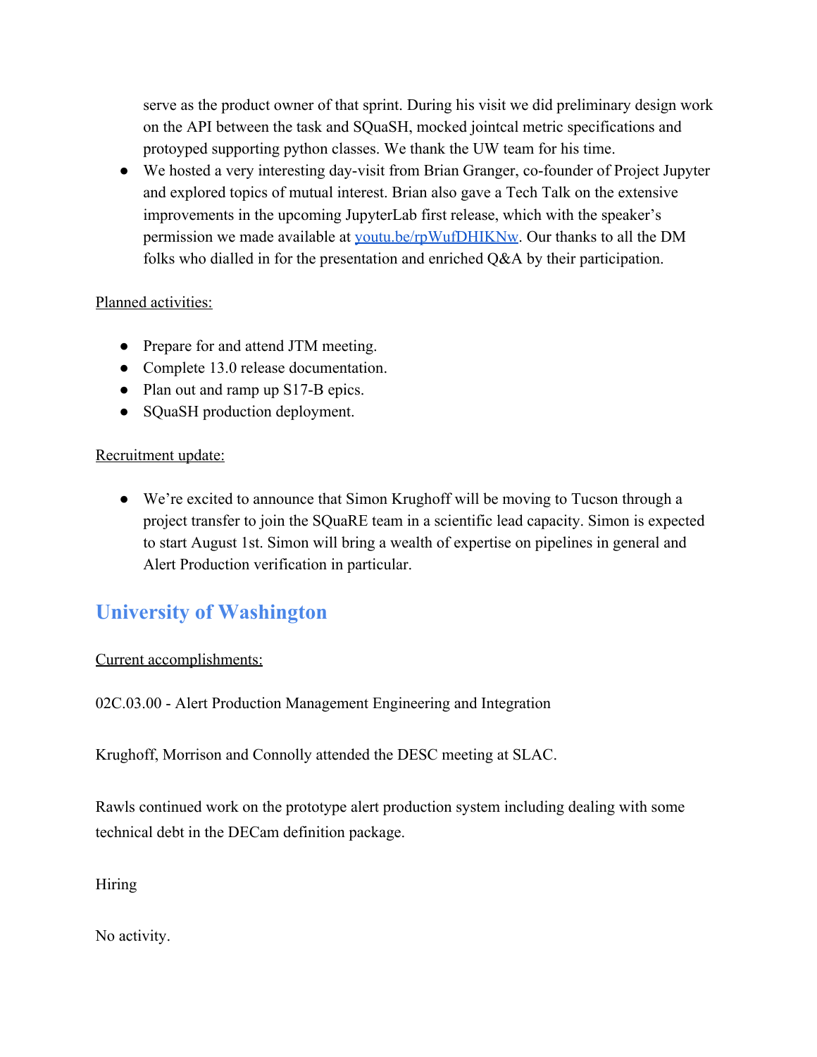serve as the product owner of that sprint. During his visit we did preliminary design work on the API between the task and SQuaSH, mocked jointcal metric specifications and protoyped supporting python classes. We thank the UW team for his time.

- We hosted a very interesting day-visit from Brian Granger, co-founder of Project Jupyter and explored topics of mutual interest. Brian also gave a Tech Talk on the extensive improvements in the upcoming JupyterLab first release, which with the speaker's permission we made available at [youtu.be/rpWufDHIKNw](https://youtu.be/rpWufDHIKNw). Our thanks to all the DM folks who dialled in for the presentation and enriched Q&A by their participation.

Planned activities:

- Prepare for and attend JTM meeting.
- Complete 13.0 release documentation.
- Plan out and ramp up S17-B epics.
- SQuaSH production deployment.

Recruitment update:

- We're excited to announce that Simon Krughoff will be moving to Tucson through a project transfer to join the SQuaRE team in a scientific lead capacity. Simon is expected to start August 1st. Simon will bring a wealth of expertise on pipelines in general and Alert Production verification in particular.

## University of Washington

Current accomplishments:

02C.03.00 - Alert Production Management Engineering and Integration

Krughoff, Morrison and Connolly attended the DESC meeting at SLAC.

Rawls continued work on the prototype alert production system including dealing with some technical debt in the DECam definition package.

Hiring

No activity.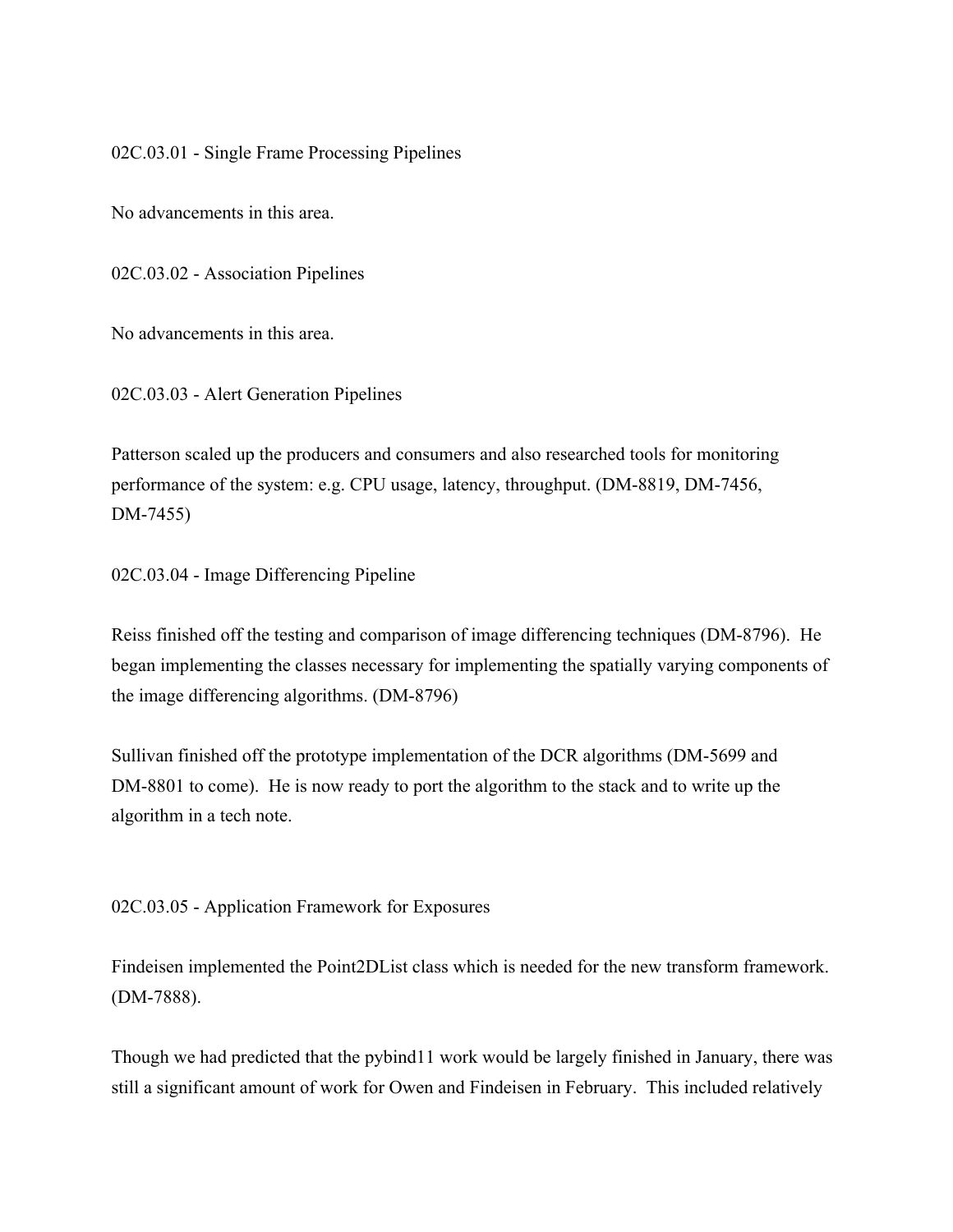## 02C.03.01 - Single Frame Processing Pipelines

No advancements in this area.

## 02C.03.02 - Association Pipelines

No advancements in this area.

## 02C.03.03 - Alert Generation Pipelines

Patterson scaled up the producers and consumers and also researched tools for monitoring performance of the system: e.g. CPU usage, latency, throughput. (DM-8819, DM-7456, DM-7455)

## 02C.03.04 - Image Differencing Pipeline

Reiss finished off the testing and comparison of image differencing techniques (DM-8796). He began implementing the classes necessary for implementing the spatially varying components of the image differencing algorithms. (DM-8796)

Sullivan finished off the prototype implementation of the DCR algorithms (DM-5699 and DM-8801 to come). He is now ready to port the algorithm to the stack and to write up the algorithm in a tech note.

## 02C.03.05 - Application Framework for Exposures

Findeisen implemented the Point2DList class which is needed for the new transform framework. (DM-7888).

Though we had predicted that the pybind11 work would be largely finished in January, there was still a significant amount of work for Owen and Findeisen in February. This included relatively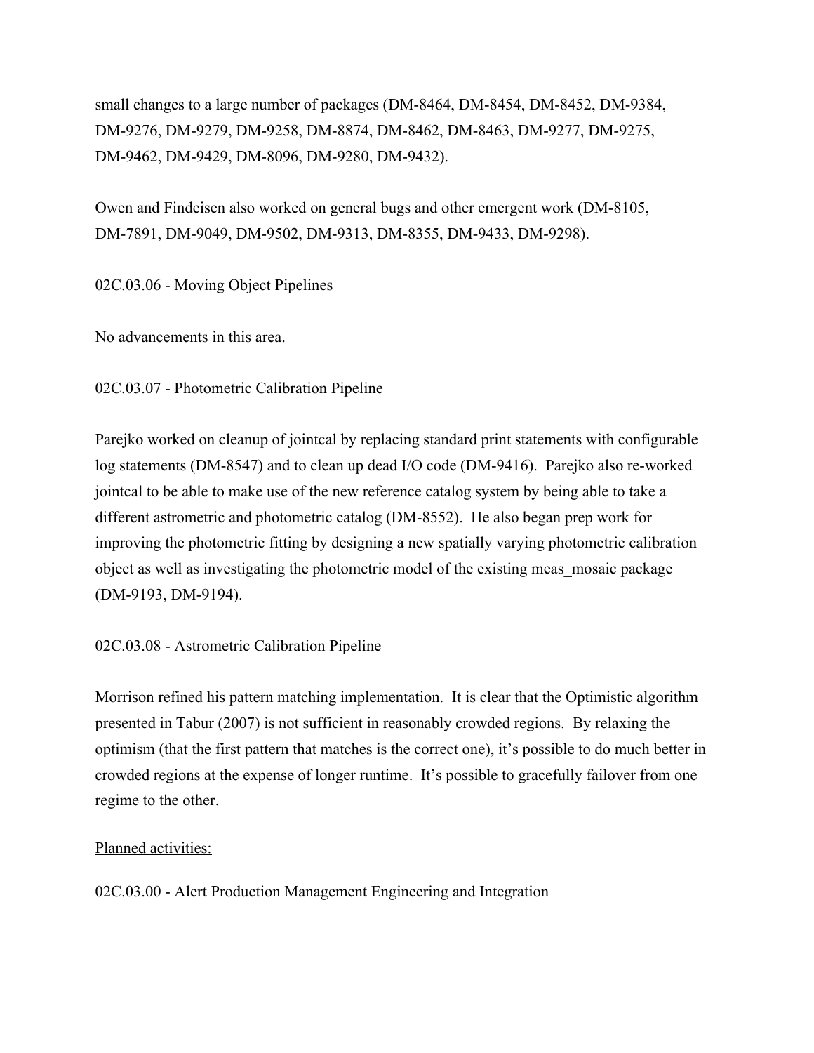small changes to a large number of packages (DM-8464, DM-8454, DM-8452, DM-9384, DM-9276, DM-9279, DM-9258, DM-8874, DM-8462, DM-8463, DM-9277, DM-9275, DM-9462, DM-9429, DM-8096, DM-9280, DM-9432).

Owen and Findeisen also worked on general bugs and other emergent work (DM-8105, DM-7891, DM-9049, DM-9502, DM-9313, DM-8355, DM-9433, DM-9298).

02C.03.06 - Moving Object Pipelines

No advancements in this area.

02C.03.07 - Photometric Calibration Pipeline

Parejko worked on cleanup of jointcal by replacing standard print statements with configurable log statements (DM-8547) and to clean up dead I/O code (DM-9416). Parejko also re-worked jointcal to be able to make use of the new reference catalog system by being able to take a different astrometric and photometric catalog (DM-8552). He also began prep work for improving the photometric fitting by designing a new spatially varying photometric calibration object as well as investigating the photometric model of the existing meas_mosaic package (DM-9193, DM-9194).

02C.03.08 - Astrometric Calibration Pipeline

Morrison refined his pattern matching implementation. It is clear that the Optimistic algorithm presented in Tabur (2007) is not sufficient in reasonably crowded regions. By relaxing the optimism (that the first pattern that matches is the correct one), it's possible to do much better in crowded regions at the expense of longer runtime. It's possible to gracefully failover from one regime to the other.

<u>Planned activities:</u>

02C.03.00 - Alert Production Management Engineering and Integration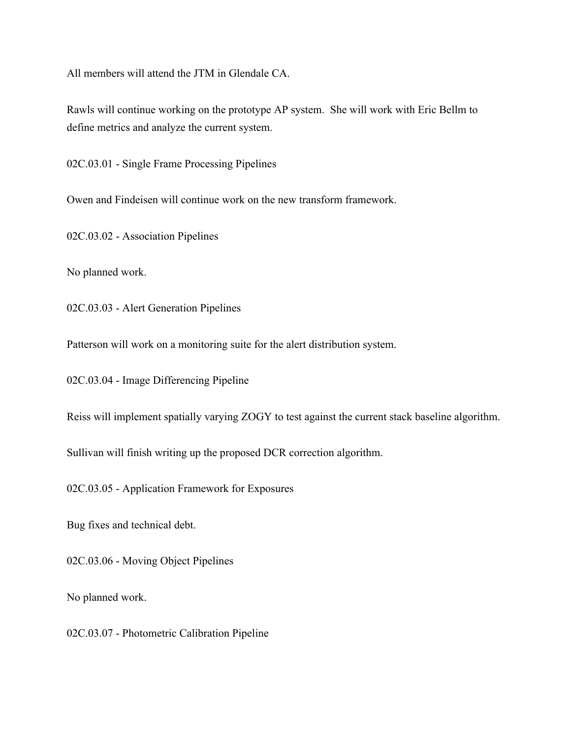All members will attend the JTM in Glendale CA.

Rawls will continue working on the prototype AP system. She will work with Eric Bellm to define metrics and analyze the current system.

02C.03.01 - Single Frame Processing Pipelines

Owen and Findeisen will continue work on the new transform framework.

02C.03.02 - Association Pipelines

No planned work.

02C.03.03 - Alert Generation Pipelines

Patterson will work on a monitoring suite for the alert distribution system.

02C.03.04 - Image Differencing Pipeline

Reiss will implement spatially varying ZOGY to test against the current stack baseline algorithm.

Sullivan will finish writing up the proposed DCR correction algorithm.

02C.03.05 - Application Framework for Exposures

Bug fixes and technical debt.

02C.03.06 - Moving Object Pipelines

No planned work.

02C.03.07 - Photometric Calibration Pipeline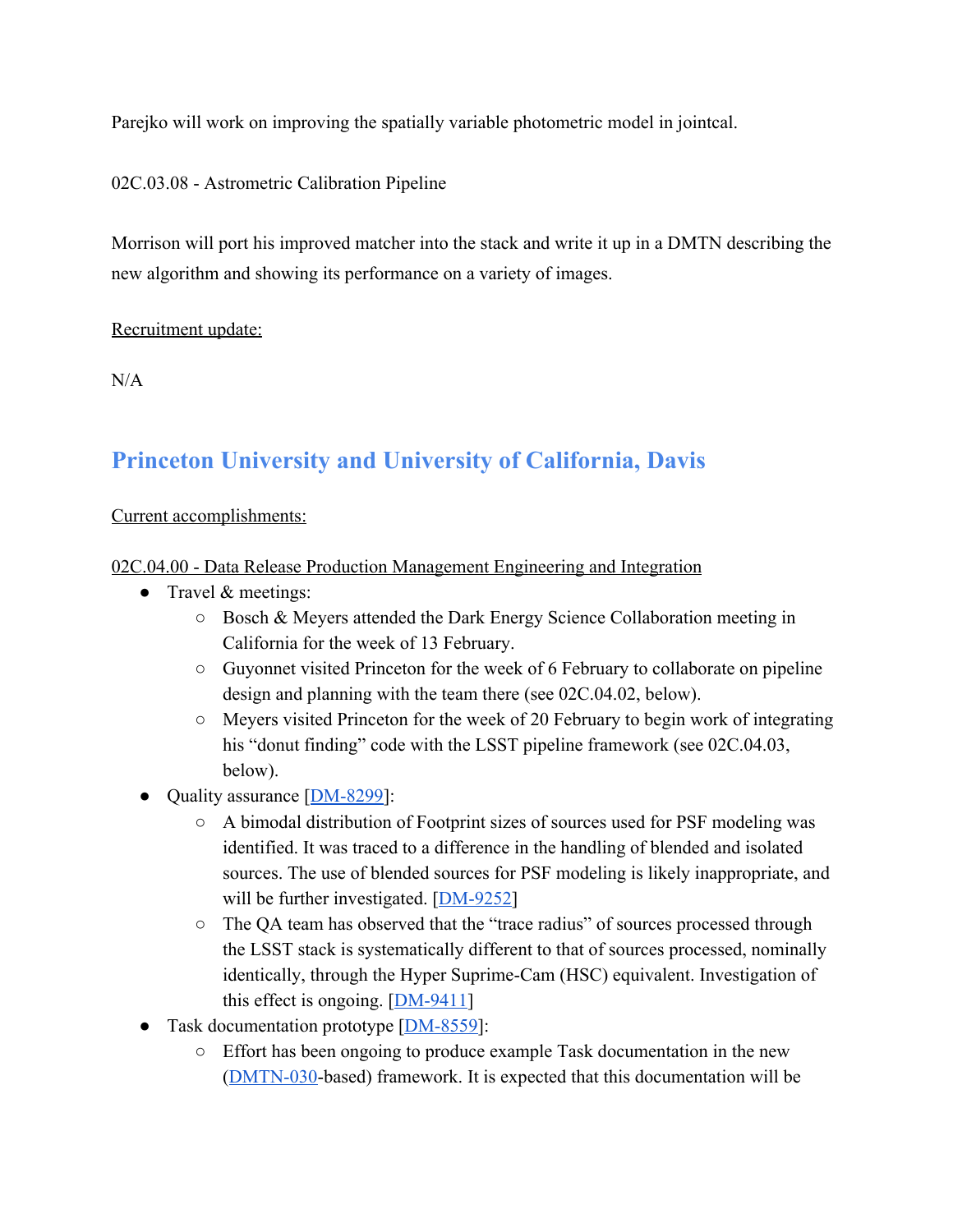Parejko will work on improving the spatially variable photometric model in jointcal.

02C.03.08 - Astrometric Calibration Pipeline

Morrison will port his improved matcher into the stack and write it up in a DMTN describing the new algorithm and showing its performance on a variety of images.

Recruitment update:

N/A

## Princeton University and University of California, Davis

Current accomplishments:

02C.04.00 - Data Release Production Management Engineering and Integration

- Travel & meetings:
  - Bosch & Meyers attended the Dark Energy Science Collaboration meeting in California for the week of 13 February.
  - Guyonnet visited Princeton for the week of 6 February to collaborate on pipeline design and planning with the team there (see 02C.04.02, below).
  - Meyers visited Princeton for the week of 20 February to begin work of integrating his "donut finding" code with the LSST pipeline framework (see 02C.04.03, below).
- Quality assurance [DM-8299]:
  - A bimodal distribution of Footprint sizes of sources used for PSF modeling was identified. It was traced to a difference in the handling of blended and isolated sources. The use of blended sources for PSF modeling is likely inappropriate, and will be further investigated. [DM-9252]
  - The QA team has observed that the "trace radius" of sources processed through the LSST stack is systematically different to that of sources processed, nominally identically, through the Hyper Suprime-Cam (HSC) equivalent. Investigation of this effect is ongoing. [DM-9411]
- Task documentation prototype [DM-8559]:
  - Effort has been ongoing to produce example Task documentation in the new (DMTN-030-based) framework. It is expected that this documentation will be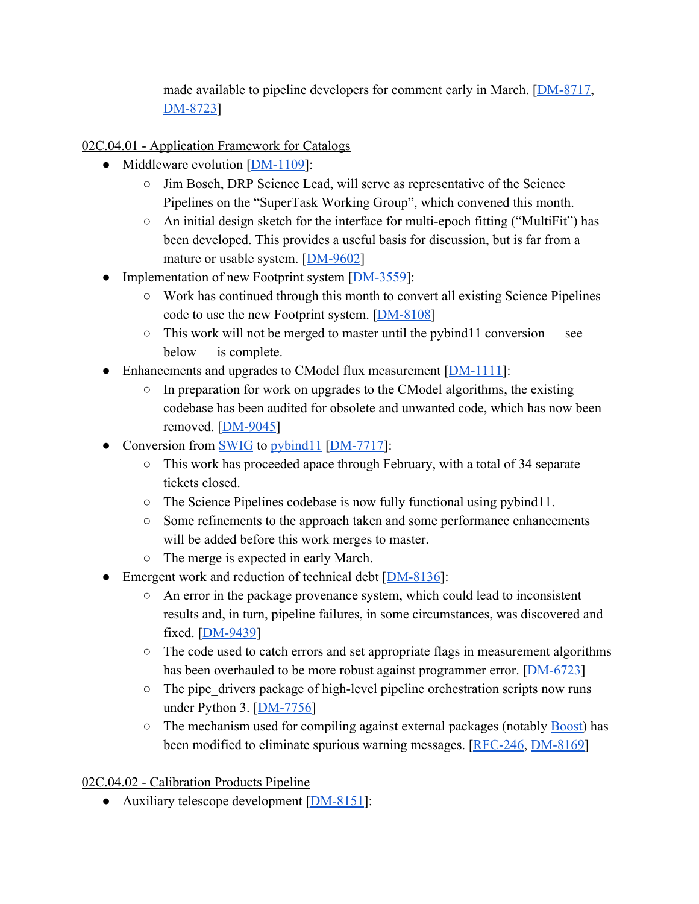made available to pipeline developers for comment early in March. [DM-8717, DM-8723]

02C.04.01 - Application Framework for Catalogs

- Middleware evolution [DM-1109]:
  - Jim Bosch, DRP Science Lead, will serve as representative of the Science Pipelines on the "SuperTask Working Group", which convened this month.
  - An initial design sketch for the interface for multi-epoch fitting ("MultiFit") has been developed. This provides a useful basis for discussion, but is far from a mature or usable system. [DM-9602]
- Implementation of new Footprint system [DM-3559]:
  - Work has continued through this month to convert all existing Science Pipelines code to use the new Footprint system. [DM-8108]
  - This work will not be merged to master until the pybind11 conversion — see below — is complete.
- Enhancements and upgrades to CModel flux measurement [DM-1111]:
  - In preparation for work on upgrades to the CModel algorithms, the existing codebase has been audited for obsolete and unwanted code, which has now been removed. [DM-9045]
- Conversion from SWIG to pybind11 [DM-7717]:
  - This work has proceeded apace through February, with a total of 34 separate tickets closed.
  - The Science Pipelines codebase is now fully functional using pybind11.
  - Some refinements to the approach taken and some performance enhancements will be added before this work merges to master.
  - The merge is expected in early March.
- Emergent work and reduction of technical debt [DM-8136]:
  - An error in the package provenance system, which could lead to inconsistent results and, in turn, pipeline failures, in some circumstances, was discovered and fixed. [DM-9439]
  - The code used to catch errors and set appropriate flags in measurement algorithms has been overhauled to be more robust against programmer error. [DM-6723]
  - The pipe_drivers package of high-level pipeline orchestration scripts now runs under Python 3. [DM-7756]
  - The mechanism used for compiling against external packages (notably Boost) has been modified to eliminate spurious warning messages. [RFC-246, DM-8169]

02C.04.02 - Calibration Products Pipeline

- Auxiliary telescope development [DM-8151]: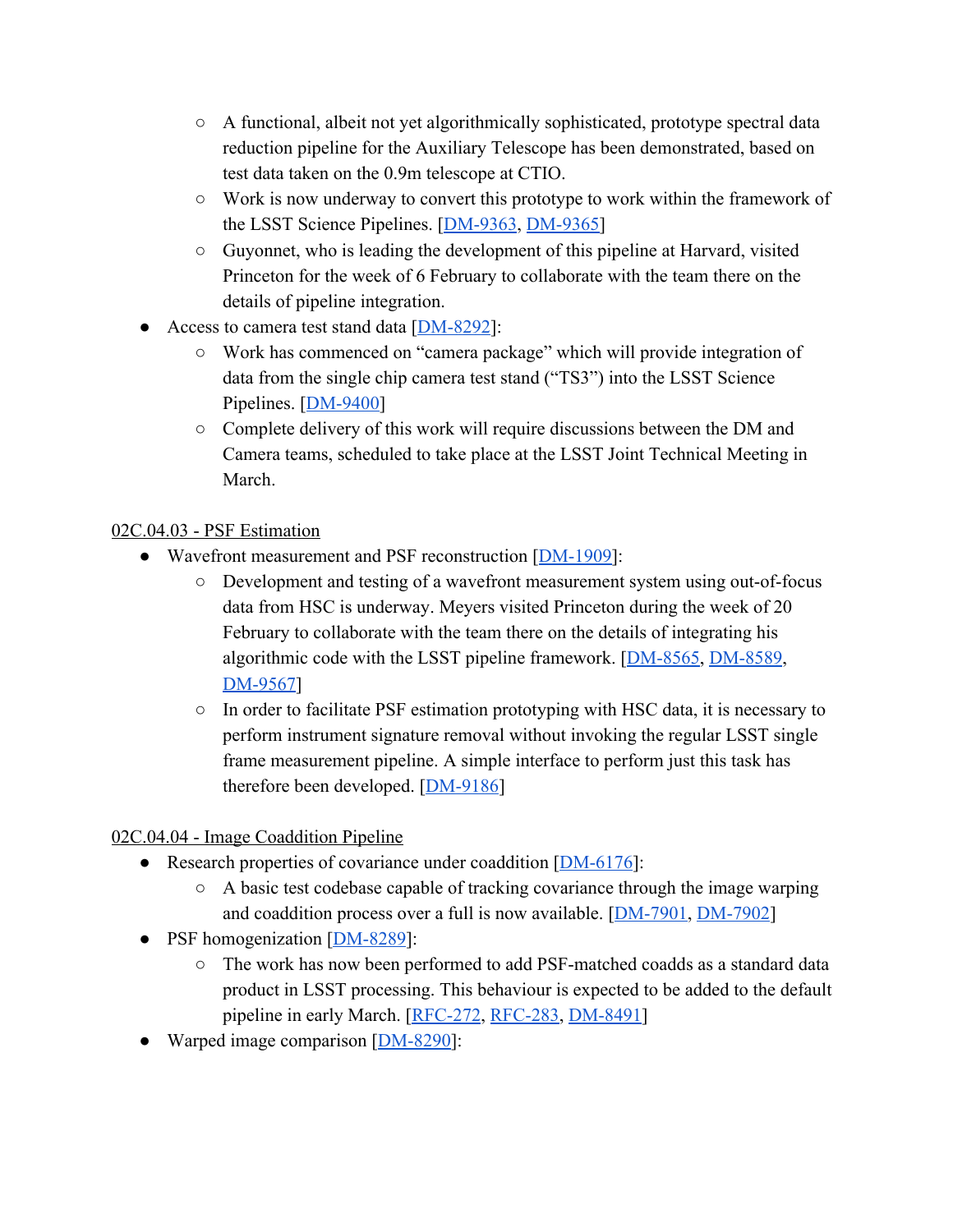- A functional, albeit not yet algorithmically sophisticated, prototype spectral data reduction pipeline for the Auxiliary Telescope has been demonstrated, based on test data taken on the 0.9m telescope at CTIO.
    - Work is now underway to convert this prototype to work within the framework of the LSST Science Pipelines. [DM-9363, DM-9365]
    - Guyonnet, who is leading the development of this pipeline at Harvard, visited Princeton for the week of 6 February to collaborate with the team there on the details of pipeline integration.
- Access to camera test stand data [DM-8292]:
    - Work has commenced on "camera package" which will provide integration of data from the single chip camera test stand ("TS3") into the LSST Science Pipelines. [DM-9400]
    - Complete delivery of this work will require discussions between the DM and Camera teams, scheduled to take place at the LSST Joint Technical Meeting in March.

<u>02C.04.03 - PSF Estimation</u>

- Wavefront measurement and PSF reconstruction [DM-1909]:
    - Development and testing of a wavefront measurement system using out-of-focus data from HSC is underway. Meyers visited Princeton during the week of 20 February to collaborate with the team there on the details of integrating his algorithmic code with the LSST pipeline framework. [DM-8565, DM-8589, DM-9567]
    - In order to facilitate PSF estimation prototyping with HSC data, it is necessary to perform instrument signature removal without invoking the regular LSST single frame measurement pipeline. A simple interface to perform just this task has therefore been developed. [DM-9186]

<u>02C.04.04 - Image Coaddition Pipeline</u>

- Research properties of covariance under coaddition [DM-6176]:
    - A basic test codebase capable of tracking covariance through the image warping and coaddition process over a full is now available. [DM-7901, DM-7902]
- PSF homogenization [DM-8289]:
    - The work has now been performed to add PSF-matched coadds as a standard data product in LSST processing. This behaviour is expected to be added to the default pipeline in early March. [RFC-272, RFC-283, DM-8491]
- Warped image comparison [DM-8290]: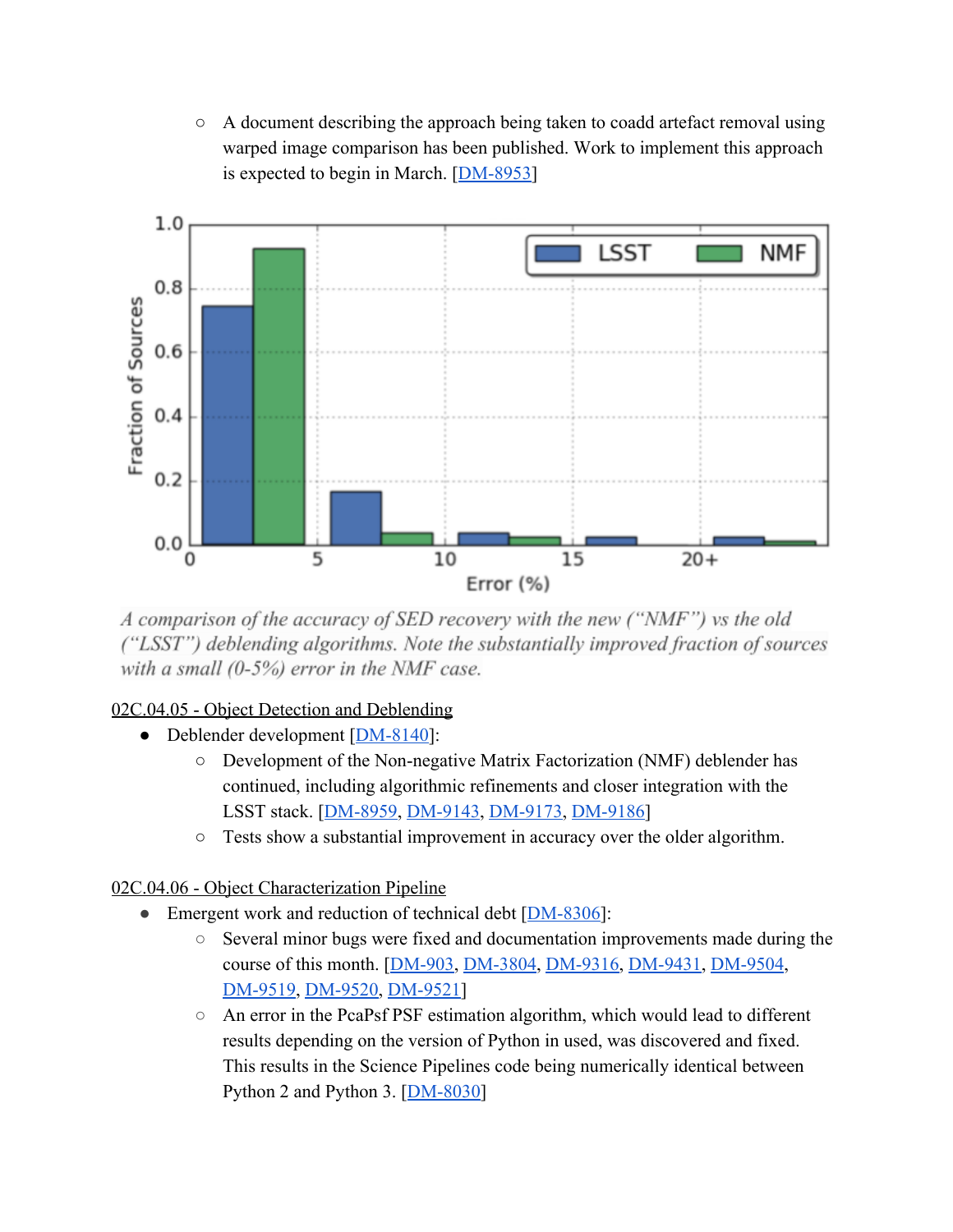- A document describing the approach being taken to coadd artefact removal using warped image comparison has been published. Work to implement this approach is expected to begin in March. [DM-8953]

*A comparison of the accuracy of SED recovery with the new ("NMF") vs the old ("LSST") deblending algorithms. Note the substantially improved fraction of sources with a small (0-5%) error in the NMF case.*

02C.04.05 - Object Detection and Deblending

- Deblender development [DM-8140]:
    - Development of the Non-negative Matrix Factorization (NMF) deblender has continued, including algorithmic refinements and closer integration with the LSST stack. [DM-8959, DM-9143, DM-9173, DM-9186]
    - Tests show a substantial improvement in accuracy over the older algorithm.

02C.04.06 - Object Characterization Pipeline

- Emergent work and reduction of technical debt [DM-8306]:
    - Several minor bugs were fixed and documentation improvements made during the course of this month. [DM-903, DM-3804, DM-9316, DM-9431, DM-9504, DM-9519, DM-9520, DM-9521]
    - An error in the PcaPsf PSF estimation algorithm, which would lead to different results depending on the version of Python in used, was discovered and fixed. This results in the Science Pipelines code being numerically identical between Python 2 and Python 3. [DM-8030]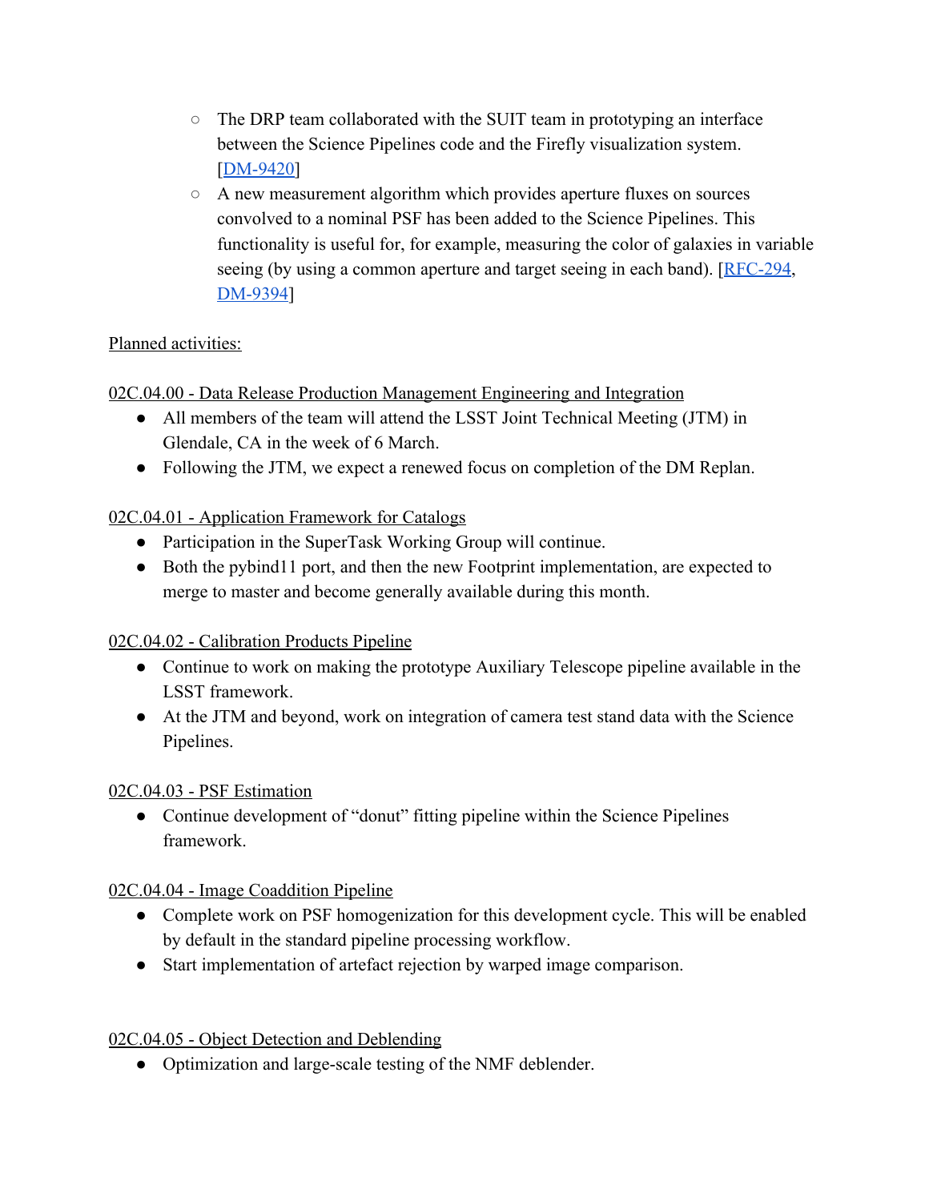- The DRP team collaborated with the SUIT team in prototyping an interface between the Science Pipelines code and the Firefly visualization system. [DM-9420]
    - A new measurement algorithm which provides aperture fluxes on sources convolved to a nominal PSF has been added to the Science Pipelines. This functionality is useful for, for example, measuring the color of galaxies in variable seeing (by using a common aperture and target seeing in each band). [RFC-294, DM-9394]

Planned activities:

02C.04.00 - Data Release Production Management Engineering and Integration

- All members of the team will attend the LSST Joint Technical Meeting (JTM) in Glendale, CA in the week of 6 March.
- Following the JTM, we expect a renewed focus on completion of the DM Replan.

02C.04.01 - Application Framework for Catalogs

- Participation in the SuperTask Working Group will continue.
- Both the pybind11 port, and then the new Footprint implementation, are expected to merge to master and become generally available during this month.

02C.04.02 - Calibration Products Pipeline

- Continue to work on making the prototype Auxiliary Telescope pipeline available in the LSST framework.
- At the JTM and beyond, work on integration of camera test stand data with the Science Pipelines.

02C.04.03 - PSF Estimation

- Continue development of "donut" fitting pipeline within the Science Pipelines framework.

02C.04.04 - Image Coaddition Pipeline

- Complete work on PSF homogenization for this development cycle. This will be enabled by default in the standard pipeline processing workflow.
- Start implementation of artefact rejection by warped image comparison.

02C.04.05 - Object Detection and Deblending

- Optimization and large-scale testing of the NMF deblender.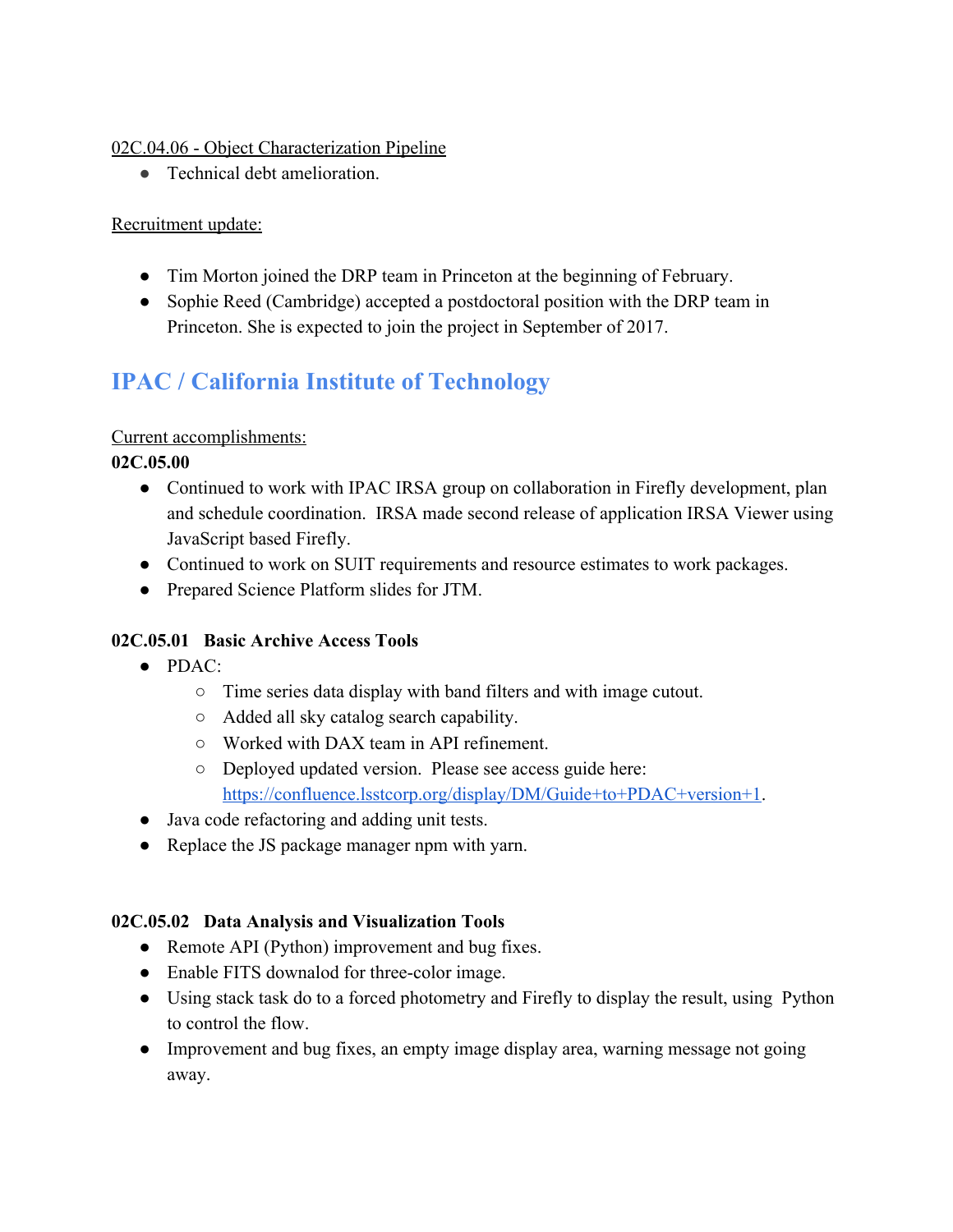02C.04.06 - Object Characterization Pipeline

- Technical debt amelioration.

Recruitment update:

- Tim Morton joined the DRP team in Princeton at the beginning of February.
- Sophie Reed (Cambridge) accepted a postdoctoral position with the DRP team in Princeton. She is expected to join the project in September of 2017.

## IPAC / California Institute of Technology

Current accomplishments:

**02C.05.00**

- Continued to work with IPAC IRSA group on collaboration in Firefly development, plan and schedule coordination. IRSA made second release of application IRSA Viewer using JavaScript based Firefly.
- Continued to work on SUIT requirements and resource estimates to work packages.
- Prepared Science Platform slides for JTM.

**02C.05.01 Basic Archive Access Tools**

- PDAC:
  - Time series data display with band filters and with image cutout.
  - Added all sky catalog search capability.
  - Worked with DAX team in API refinement.
  - Deployed updated version. Please see access guide here: https://confluence.lsstcorp.org/display/DM/Guide+to+PDAC+version+1.
- Java code refactoring and adding unit tests.
- Replace the JS package manager npm with yarn.

**02C.05.02 Data Analysis and Visualization Tools**

- Remote API (Python) improvement and bug fixes.
- Enable FITS downalod for three-color image.
- Using stack task do to a forced photometry and Firefly to display the result, using Python to control the flow.
- Improvement and bug fixes, an empty image display area, warning message not going away.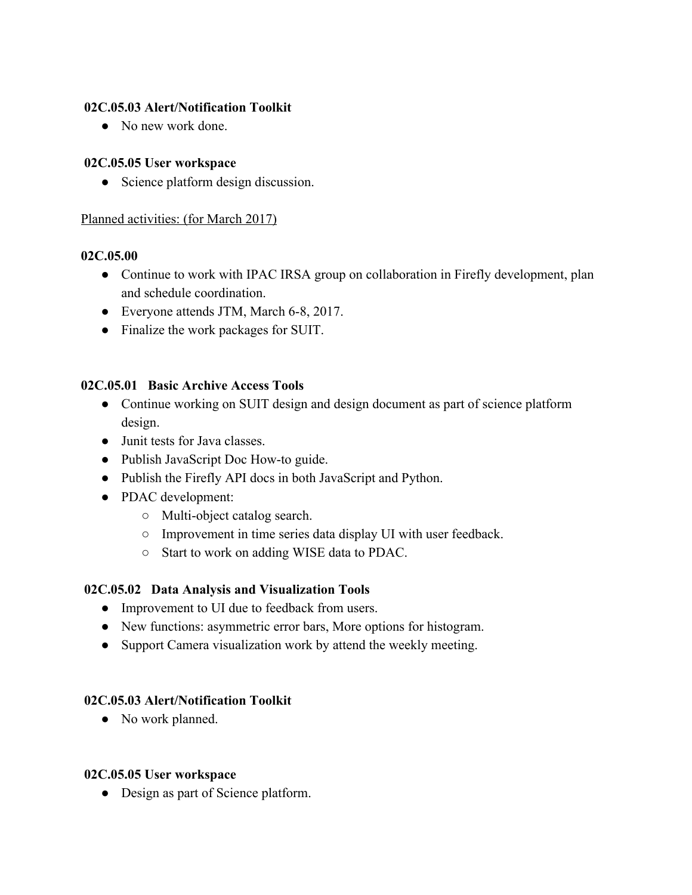**02C.05.03 Alert/Notification Toolkit**

- No new work done.

**02C.05.05 User workspace**

- Science platform design discussion.

Planned activities: (for March 2017)

**02C.05.00**

- Continue to work with IPAC IRSA group on collaboration in Firefly development, plan and schedule coordination.
- Everyone attends JTM, March 6-8, 2017.
- Finalize the work packages for SUIT.

**02C.05.01 Basic Archive Access Tools**

- Continue working on SUIT design and design document as part of science platform design.
- Junit tests for Java classes.
- Publish JavaScript Doc How-to guide.
- Publish the Firefly API docs in both JavaScript and Python.
- PDAC development:
  - Multi-object catalog search.
  - Improvement in time series data display UI with user feedback.
  - Start to work on adding WISE data to PDAC.

**02C.05.02 Data Analysis and Visualization Tools**

- Improvement to UI due to feedback from users.
- New functions: asymmetric error bars, More options for histogram.
- Support Camera visualization work by attend the weekly meeting.

**02C.05.03 Alert/Notification Toolkit**

- No work planned.

**02C.05.05 User workspace**

- Design as part of Science platform.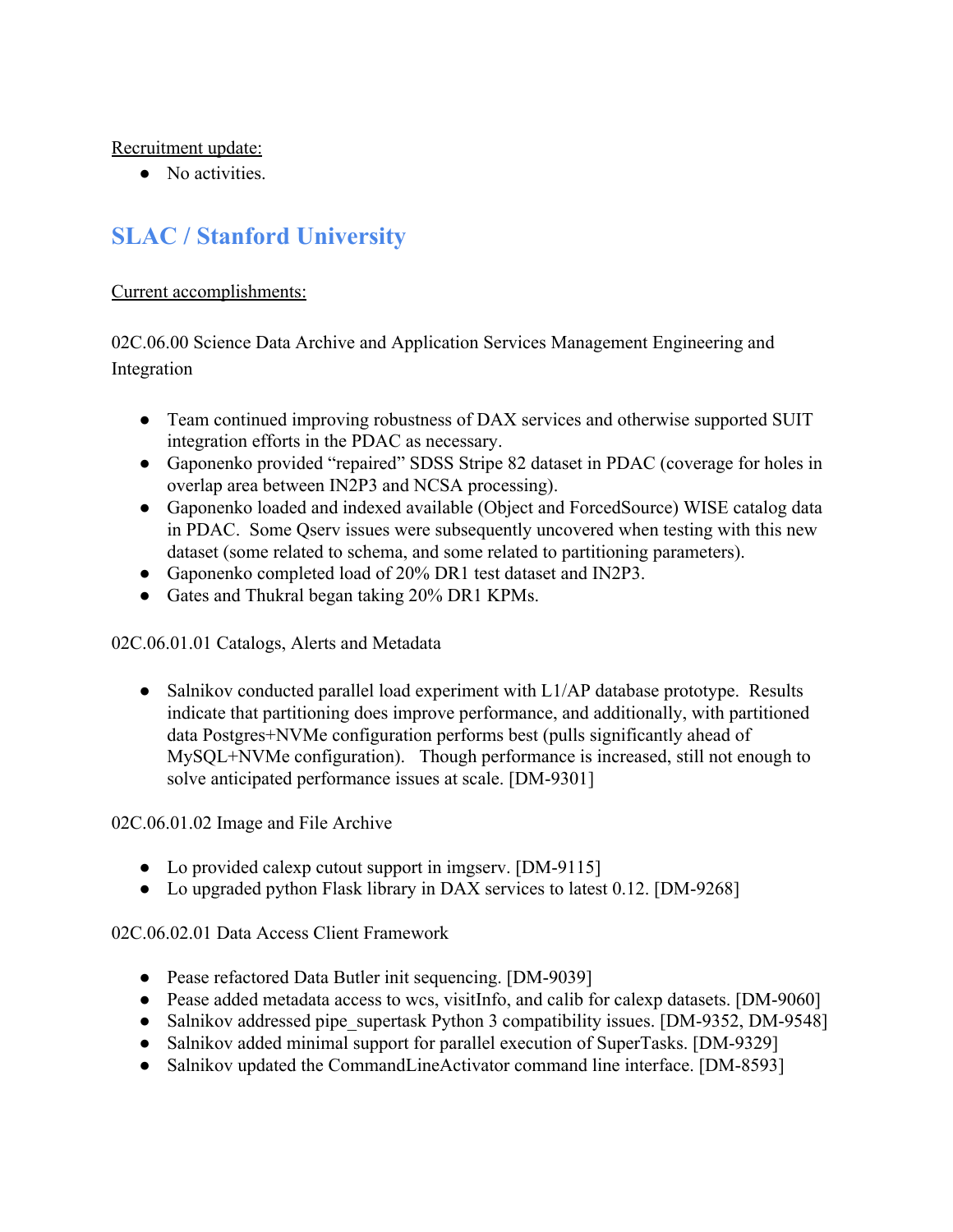Recruitment update:

- No activities.

## SLAC / Stanford University

Current accomplishments:

02C.06.00 Science Data Archive and Application Services Management Engineering and Integration

- Team continued improving robustness of DAX services and otherwise supported SUIT integration efforts in the PDAC as necessary.
- Gaponenko provided “repaired” SDSS Stripe 82 dataset in PDAC (coverage for holes in overlap area between IN2P3 and NCSA processing).
- Gaponenko loaded and indexed available (Object and ForcedSource) WISE catalog data in PDAC. Some Qserv issues were subsequently uncovered when testing with this new dataset (some related to schema, and some related to partitioning parameters).
- Gaponenko completed load of 20% DR1 test dataset and IN2P3.
- Gates and Thukral began taking 20% DR1 KPMs.

02C.06.01.01 Catalogs, Alerts and Metadata

- Salnikov conducted parallel load experiment with L1/AP database prototype. Results indicate that partitioning does improve performance, and additionally, with partitioned data Postgres+NVMe configuration performs best (pulls significantly ahead of MySQL+NVMe configuration). Though performance is increased, still not enough to solve anticipated performance issues at scale. [DM-9301]

02C.06.01.02 Image and File Archive

- Lo provided calexp cutout support in imgserv. [DM-9115]
- Lo upgraded python Flask library in DAX services to latest 0.12. [DM-9268]

02C.06.02.01 Data Access Client Framework

- Pease refactored Data Butler init sequencing. [DM-9039]
- Pease added metadata access to wcs, visitInfo, and calib for calexp datasets. [DM-9060]
- Salnikov addressed pipe_supertask Python 3 compatibility issues. [DM-9352, DM-9548]
- Salnikov added minimal support for parallel execution of SuperTasks. [DM-9329]
- Salnikov updated the CommandLineActivator command line interface. [DM-8593]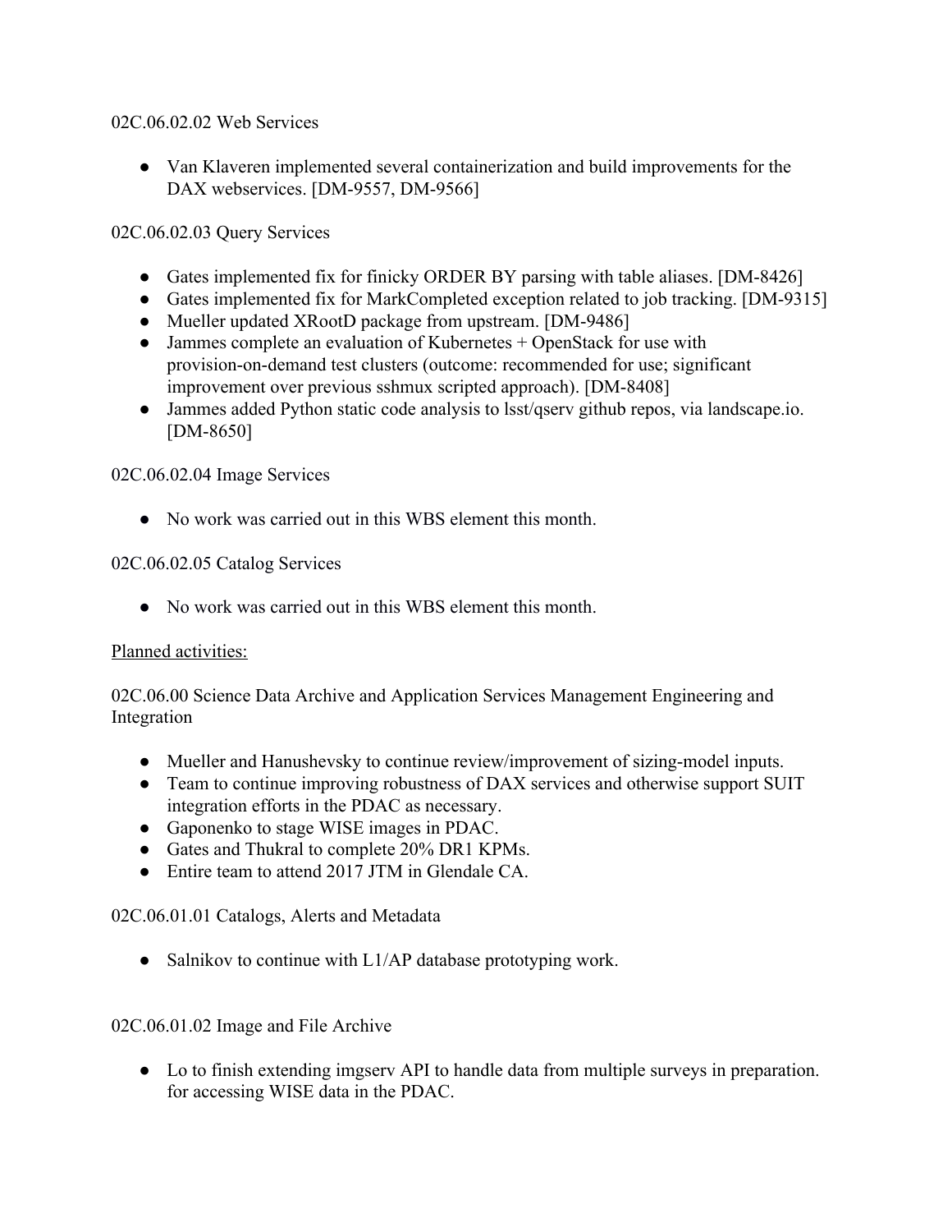02C.06.02.02 Web Services

- Van Klaveren implemented several containerization and build improvements for the DAX webservices. [DM-9557, DM-9566]

02C.06.02.03 Query Services

- Gates implemented fix for finicky ORDER BY parsing with table aliases. [DM-8426]
- Gates implemented fix for MarkCompleted exception related to job tracking. [DM-9315]
- Mueller updated XRootD package from upstream. [DM-9486]
- Jammes complete an evaluation of Kubernetes + OpenStack for use with provision-on-demand test clusters (outcome: recommended for use; significant improvement over previous sshmux scripted approach). [DM-8408]
- Jammes added Python static code analysis to lsst/qserv github repos, via landscape.io. [DM-8650]

02C.06.02.04 Image Services

- No work was carried out in this WBS element this month.

02C.06.02.05 Catalog Services

- No work was carried out in this WBS element this month.

<u>Planned activities:</u>

02C.06.00 Science Data Archive and Application Services Management Engineering and Integration

- Mueller and Hanushevsky to continue review/improvement of sizing-model inputs.
- Team to continue improving robustness of DAX services and otherwise support SUIT integration efforts in the PDAC as necessary.
- Gaponenko to stage WISE images in PDAC.
- Gates and Thukral to complete 20% DR1 KPMs.
- Entire team to attend 2017 JTM in Glendale CA.

02C.06.01.01 Catalogs, Alerts and Metadata

- Salnikov to continue with L1/AP database prototyping work.

02C.06.01.02 Image and File Archive

- Lo to finish extending imgserv API to handle data from multiple surveys in preparation. for accessing WISE data in the PDAC.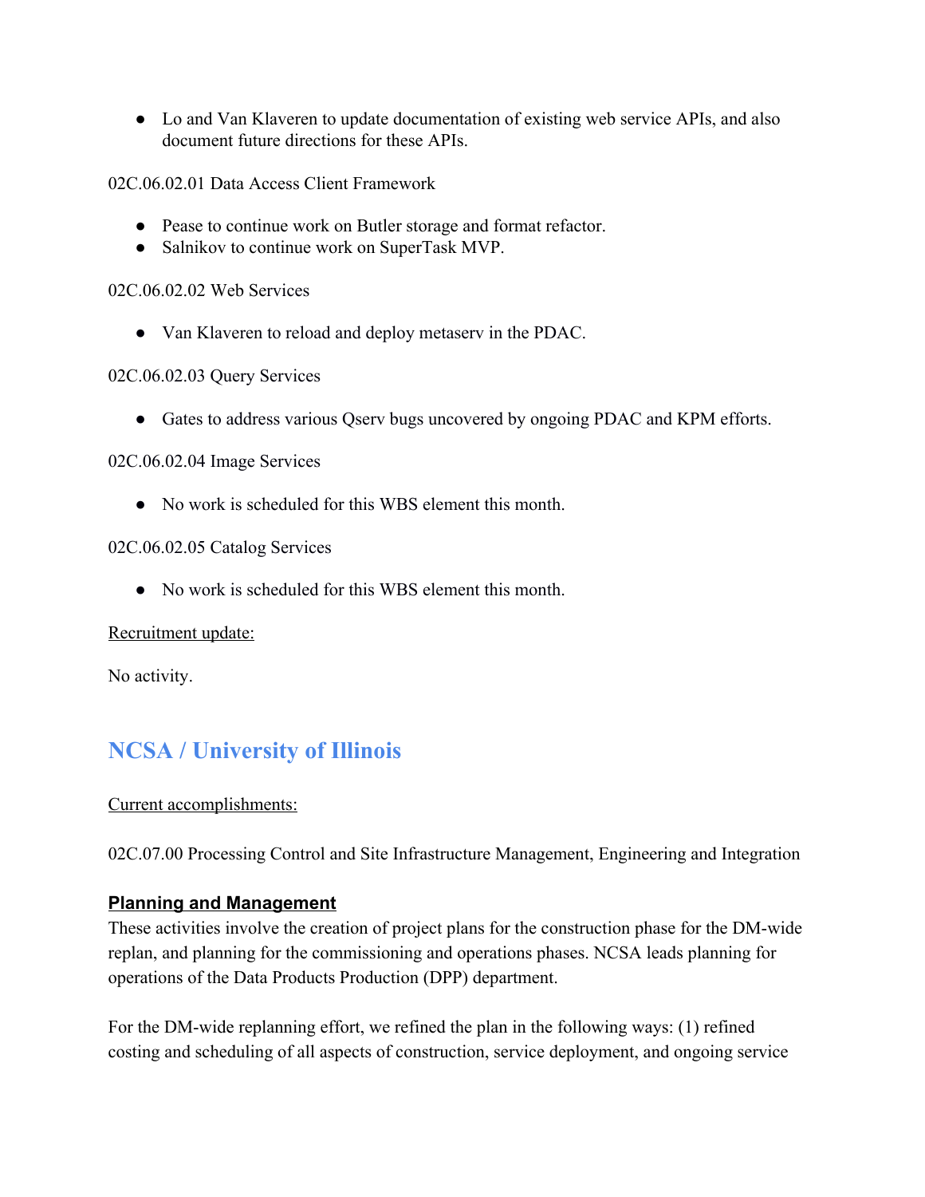- Lo and Van Klaveren to update documentation of existing web service APIs, and also document future directions for these APIs.

02C.06.02.01 Data Access Client Framework

- Pease to continue work on Butler storage and format refactor.
- Salnikov to continue work on SuperTask MVP.

02C.06.02.02 Web Services

- Van Klaveren to reload and deploy metaserv in the PDAC.

02C.06.02.03 Query Services

- Gates to address various Qserv bugs uncovered by ongoing PDAC and KPM efforts.

02C.06.02.04 Image Services

- No work is scheduled for this WBS element this month.

02C.06.02.05 Catalog Services

- No work is scheduled for this WBS element this month.

Recruitment update:

No activity.

## NCSA / University of Illinois

Current accomplishments:

02C.07.00 Processing Control and Site Infrastructure Management, Engineering and Integration

### Planning and Management

These activities involve the creation of project plans for the construction phase for the DM-wide replan, and planning for the commissioning and operations phases. NCSA leads planning for operations of the Data Products Production (DPP) department.

For the DM-wide replanning effort, we refined the plan in the following ways: (1) refined costing and scheduling of all aspects of construction, service deployment, and ongoing service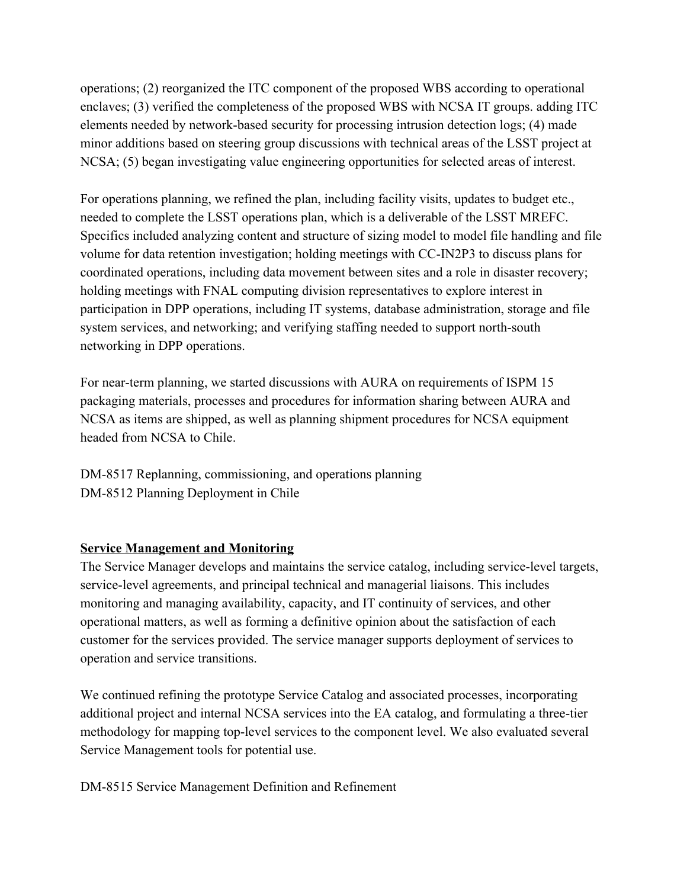operations; (2) reorganized the ITC component of the proposed WBS according to operational enclaves; (3) verified the completeness of the proposed WBS with NCSA IT groups. adding ITC elements needed by network-based security for processing intrusion detection logs; (4) made minor additions based on steering group discussions with technical areas of the LSST project at NCSA; (5) began investigating value engineering opportunities for selected areas of interest.

For operations planning, we refined the plan, including facility visits, updates to budget etc., needed to complete the LSST operations plan, which is a deliverable of the LSST MREFC. Specifics included analyzing content and structure of sizing model to model file handling and file volume for data retention investigation; holding meetings with CC-IN2P3 to discuss plans for coordinated operations, including data movement between sites and a role in disaster recovery; holding meetings with FNAL computing division representatives to explore interest in participation in DPP operations, including IT systems, database administration, storage and file system services, and networking; and verifying staffing needed to support north-south networking in DPP operations.

For near-term planning, we started discussions with AURA on requirements of ISPM 15 packaging materials, processes and procedures for information sharing between AURA and NCSA as items are shipped, as well as planning shipment procedures for NCSA equipment headed from NCSA to Chile.

DM-8517 Replanning, commissioning, and operations planning
DM-8512 Planning Deployment in Chile

**Service Management and Monitoring**

The Service Manager develops and maintains the service catalog, including service-level targets, service-level agreements, and principal technical and managerial liaisons. This includes monitoring and managing availability, capacity, and IT continuity of services, and other operational matters, as well as forming a definitive opinion about the satisfaction of each customer for the services provided. The service manager supports deployment of services to operation and service transitions.

We continued refining the prototype Service Catalog and associated processes, incorporating additional project and internal NCSA services into the EA catalog, and formulating a three-tier methodology for mapping top-level services to the component level. We also evaluated several Service Management tools for potential use.

DM-8515 Service Management Definition and Refinement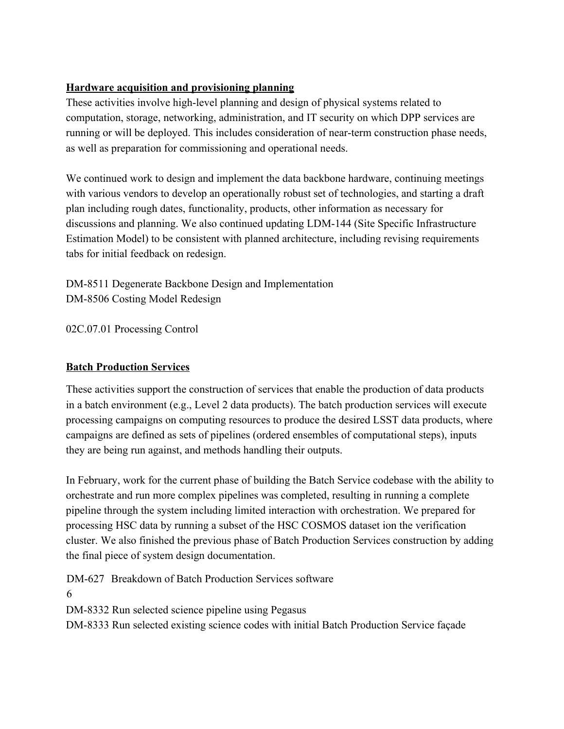**Hardware acquisition and provisioning planning**

These activities involve high-level planning and design of physical systems related to computation, storage, networking, administration, and IT security on which DPP services are running or will be deployed. This includes consideration of near-term construction phase needs, as well as preparation for commissioning and operational needs.

We continued work to design and implement the data backbone hardware, continuing meetings with various vendors to develop an operationally robust set of technologies, and starting a draft plan including rough dates, functionality, products, other information as necessary for discussions and planning. We also continued updating LDM-144 (Site Specific Infrastructure Estimation Model) to be consistent with planned architecture, including revising requirements tabs for initial feedback on redesign.

DM-8511 Degenerate Backbone Design and Implementation
DM-8506 Costing Model Redesign

02C.07.01 Processing Control

**Batch Production Services**

These activities support the construction of services that enable the production of data products in a batch environment (e.g., Level 2 data products). The batch production services will execute processing campaigns on computing resources to produce the desired LSST data products, where campaigns are defined as sets of pipelines (ordered ensembles of computational steps), inputs they are being run against, and methods handling their outputs.

In February, work for the current phase of building the Batch Service codebase with the ability to orchestrate and run more complex pipelines was completed, resulting in running a complete pipeline through the system including limited interaction with orchestration. We prepared for processing HSC data by running a subset of the HSC COSMOS dataset ion the verification cluster. We also finished the previous phase of Batch Production Services construction by adding the final piece of system design documentation.

DM-627 Breakdown of Batch Production Services software
6
DM-8332 Run selected science pipeline using Pegasus
DM-8333 Run selected existing science codes with initial Batch Production Service façade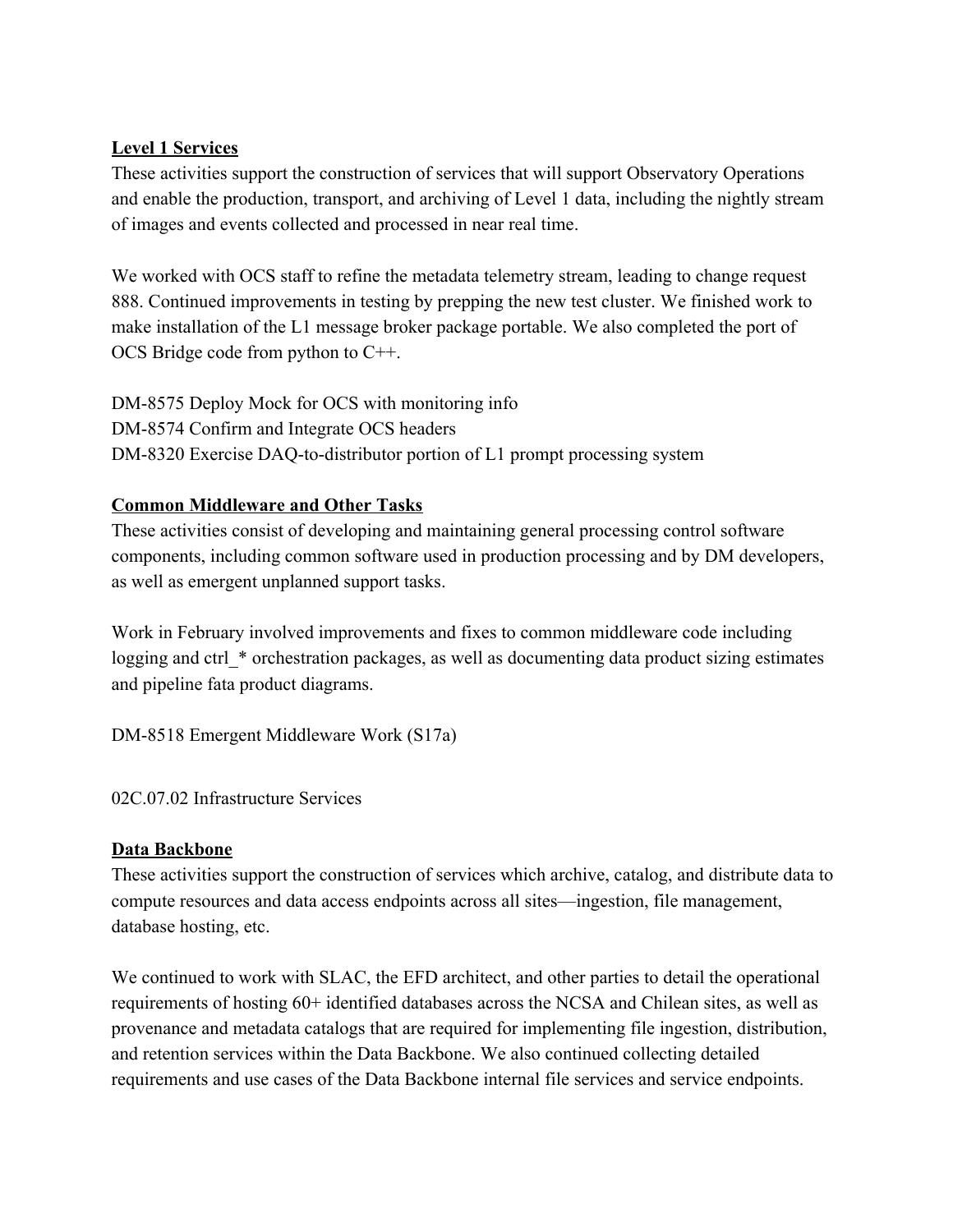### Level 1 Services

These activities support the construction of services that will support Observatory Operations and enable the production, transport, and archiving of Level 1 data, including the nightly stream of images and events collected and processed in near real time.

We worked with OCS staff to refine the metadata telemetry stream, leading to change request 888. Continued improvements in testing by prepping the new test cluster. We finished work to make installation of the L1 message broker package portable. We also completed the port of OCS Bridge code from python to C++.

DM-8575 Deploy Mock for OCS with monitoring info
DM-8574 Confirm and Integrate OCS headers
DM-8320 Exercise DAQ-to-distributor portion of L1 prompt processing system

### Common Middleware and Other Tasks

These activities consist of developing and maintaining general processing control software components, including common software used in production processing and by DM developers, as well as emergent unplanned support tasks.

Work in February involved improvements and fixes to common middleware code including logging and ctrl_* orchestration packages, as well as documenting data product sizing estimates and pipeline fata product diagrams.

DM-8518 Emergent Middleware Work (S17a)

## 02C.07.02 Infrastructure Services

### Data Backbone

These activities support the construction of services which archive, catalog, and distribute data to compute resources and data access endpoints across all sites—ingestion, file management, database hosting, etc.

We continued to work with SLAC, the EFD architect, and other parties to detail the operational requirements of hosting 60+ identified databases across the NCSA and Chilean sites, as well as provenance and metadata catalogs that are required for implementing file ingestion, distribution, and retention services within the Data Backbone. We also continued collecting detailed requirements and use cases of the Data Backbone internal file services and service endpoints.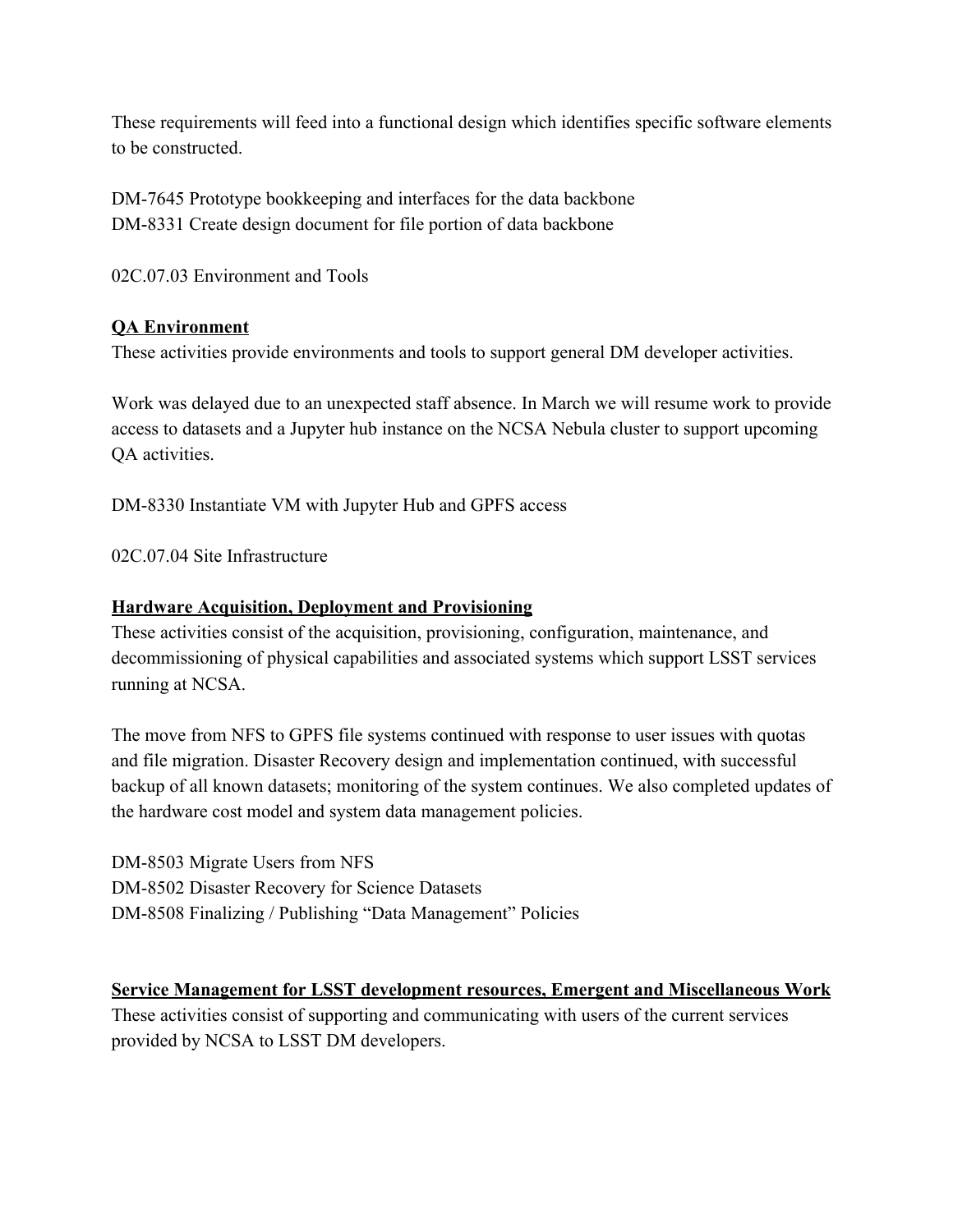These requirements will feed into a functional design which identifies specific software elements to be constructed.

DM-7645 Prototype bookkeeping and interfaces for the data backbone
DM-8331 Create design document for file portion of data backbone

02C.07.03 Environment and Tools

**QA Environment**
These activities provide environments and tools to support general DM developer activities.

Work was delayed due to an unexpected staff absence. In March we will resume work to provide access to datasets and a Jupyter hub instance on the NCSA Nebula cluster to support upcoming QA activities.

DM-8330 Instantiate VM with Jupyter Hub and GPFS access

02C.07.04 Site Infrastructure

**Hardware Acquisition, Deployment and Provisioning**
These activities consist of the acquisition, provisioning, configuration, maintenance, and decommissioning of physical capabilities and associated systems which support LSST services running at NCSA.

The move from NFS to GPFS file systems continued with response to user issues with quotas and file migration. Disaster Recovery design and implementation continued, with successful backup of all known datasets; monitoring of the system continues. We also completed updates of the hardware cost model and system data management policies.

DM-8503 Migrate Users from NFS
DM-8502 Disaster Recovery for Science Datasets
DM-8508 Finalizing / Publishing "Data Management" Policies

**Service Management for LSST development resources, Emergent and Miscellaneous Work**
These activities consist of supporting and communicating with users of the current services provided by NCSA to LSST DM developers.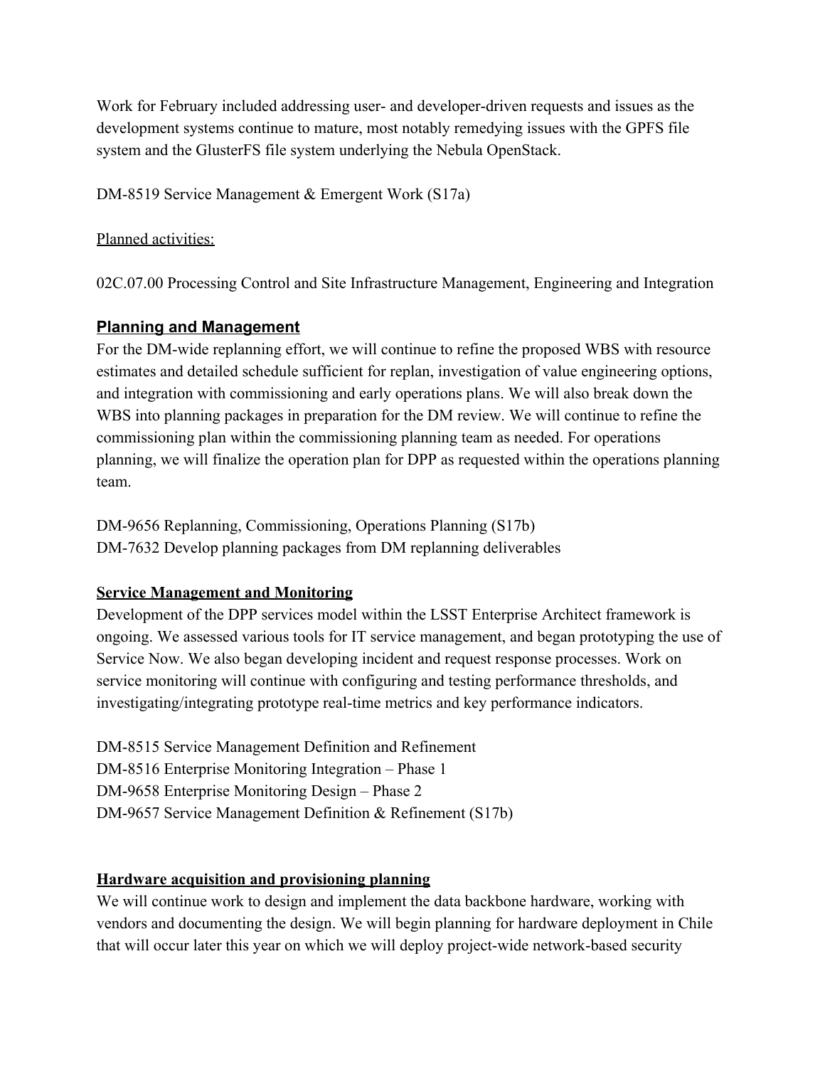Work for February included addressing user- and developer-driven requests and issues as the development systems continue to mature, most notably remedying issues with the GPFS file system and the GlusterFS file system underlying the Nebula OpenStack.

DM-8519 Service Management & Emergent Work (S17a)

<u>Planned activities:</u>

02C.07.00 Processing Control and Site Infrastructure Management, Engineering and Integration

### Planning and Management

For the DM-wide replanning effort, we will continue to refine the proposed WBS with resource estimates and detailed schedule sufficient for replan, investigation of value engineering options, and integration with commissioning and early operations plans. We will also break down the WBS into planning packages in preparation for the DM review. We will continue to refine the commissioning plan within the commissioning planning team as needed. For operations planning, we will finalize the operation plan for DPP as requested within the operations planning team.

DM-9656 Replanning, Commissioning, Operations Planning (S17b)
DM-7632 Develop planning packages from DM replanning deliverables

**<u>Service Management and Monitoring</u>**

Development of the DPP services model within the LSST Enterprise Architect framework is ongoing. We assessed various tools for IT service management, and began prototyping the use of Service Now. We also began developing incident and request response processes. Work on service monitoring will continue with configuring and testing performance thresholds, and investigating/integrating prototype real-time metrics and key performance indicators.

DM-8515 Service Management Definition and Refinement
DM-8516 Enterprise Monitoring Integration – Phase 1
DM-9658 Enterprise Monitoring Design – Phase 2
DM-9657 Service Management Definition & Refinement (S17b)

**<u>Hardware acquisition and provisioning planning</u>**

We will continue work to design and implement the data backbone hardware, working with vendors and documenting the design. We will begin planning for hardware deployment in Chile that will occur later this year on which we will deploy project-wide network-based security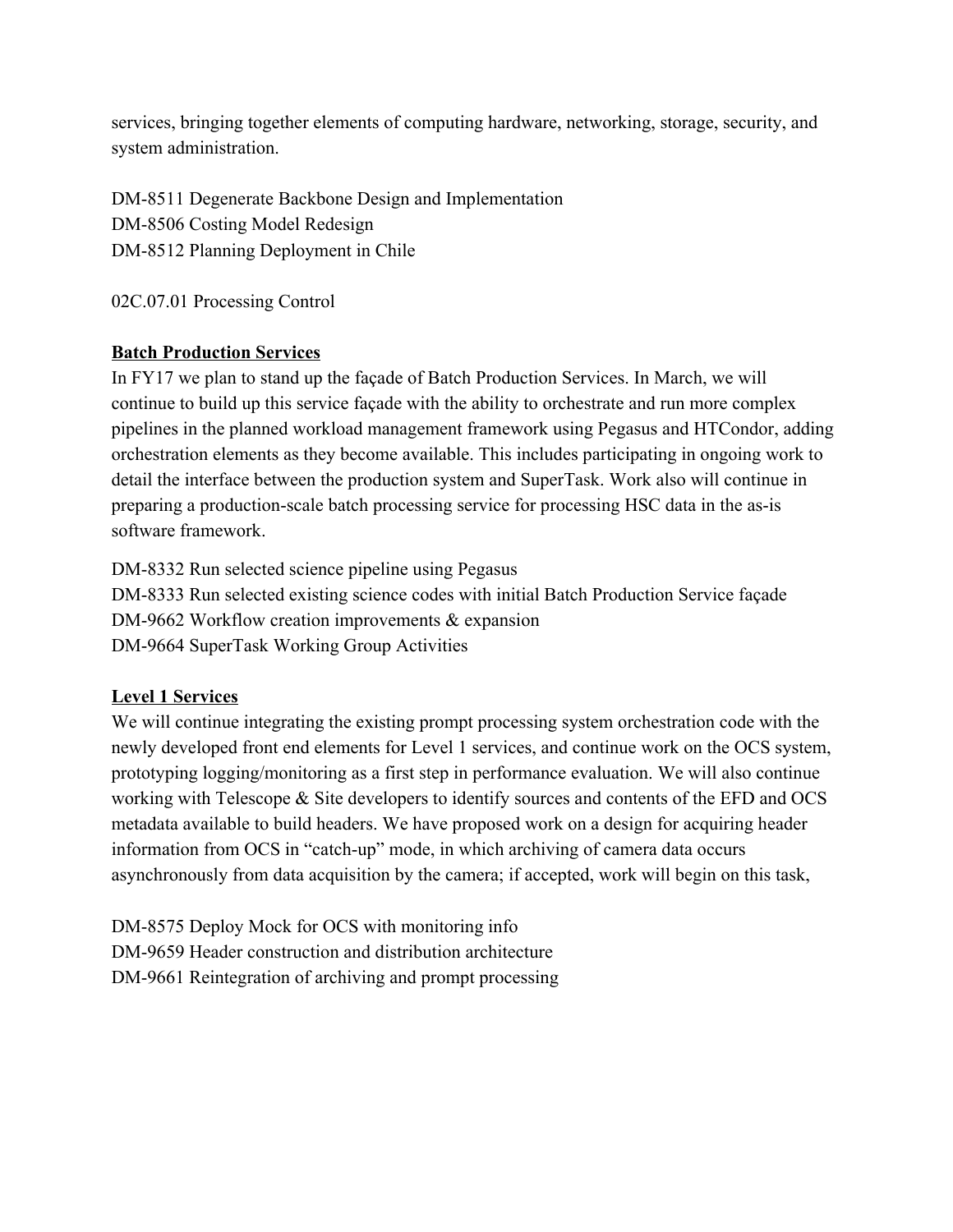services, bringing together elements of computing hardware, networking, storage, security, and system administration.

DM-8511 Degenerate Backbone Design and Implementation
DM-8506 Costing Model Redesign
DM-8512 Planning Deployment in Chile

02C.07.01 Processing Control

**Batch Production Services**

In FY17 we plan to stand up the façade of Batch Production Services. In March, we will continue to build up this service façade with the ability to orchestrate and run more complex pipelines in the planned workload management framework using Pegasus and HTCondor, adding orchestration elements as they become available. This includes participating in ongoing work to detail the interface between the production system and SuperTask. Work also will continue in preparing a production-scale batch processing service for processing HSC data in the as-is software framework.

DM-8332 Run selected science pipeline using Pegasus
DM-8333 Run selected existing science codes with initial Batch Production Service façade
DM-9662 Workflow creation improvements & expansion
DM-9664 SuperTask Working Group Activities

**Level 1 Services**

We will continue integrating the existing prompt processing system orchestration code with the newly developed front end elements for Level 1 services, and continue work on the OCS system, prototyping logging/monitoring as a first step in performance evaluation. We will also continue working with Telescope & Site developers to identify sources and contents of the EFD and OCS metadata available to build headers. We have proposed work on a design for acquiring header information from OCS in "catch-up" mode, in which archiving of camera data occurs asynchronously from data acquisition by the camera; if accepted, work will begin on this task,

DM-8575 Deploy Mock for OCS with monitoring info
DM-9659 Header construction and distribution architecture
DM-9661 Reintegration of archiving and prompt processing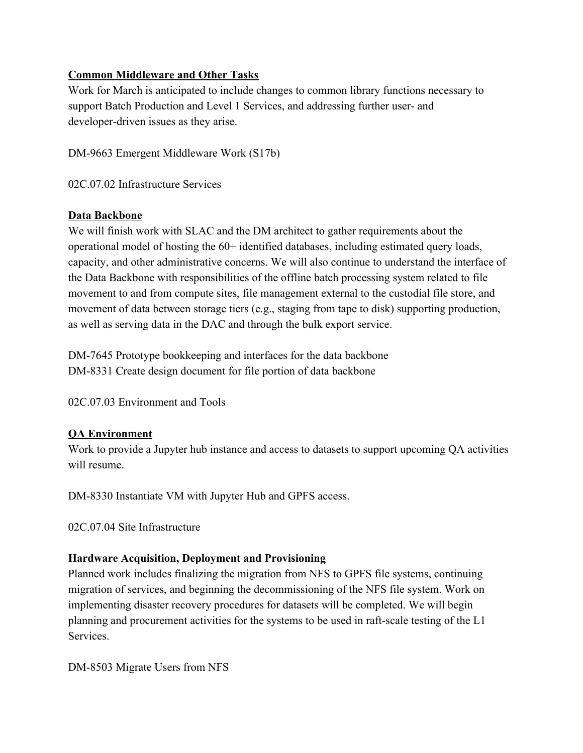**Common Middleware and Other Tasks**

Work for March is anticipated to include changes to common library functions necessary to support Batch Production and Level 1 Services, and addressing further user- and developer-driven issues as they arise.

DM-9663 Emergent Middleware Work (S17b)

02C.07.02 Infrastructure Services

**Data Backbone**

We will finish work with SLAC and the DM architect to gather requirements about the operational model of hosting the 60+ identified databases, including estimated query loads, capacity, and other administrative concerns. We will also continue to understand the interface of the Data Backbone with responsibilities of the offline batch processing system related to file movement to and from compute sites, file management external to the custodial file store, and movement of data between storage tiers (e.g., staging from tape to disk) supporting production, as well as serving data in the DAC and through the bulk export service.

DM-7645 Prototype bookkeeping and interfaces for the data backbone
DM-8331 Create design document for file portion of data backbone

02C.07.03 Environment and Tools

**QA Environment**

Work to provide a Jupyter hub instance and access to datasets to support upcoming QA activities will resume.

DM-8330 Instantiate VM with Jupyter Hub and GPFS access.

02C.07.04 Site Infrastructure

**Hardware Acquisition, Deployment and Provisioning**

Planned work includes finalizing the migration from NFS to GPFS file systems, continuing migration of services, and beginning the decommissioning of the NFS file system. Work on implementing disaster recovery procedures for datasets will be completed. We will begin planning and procurement activities for the systems to be used in raft-scale testing of the L1 Services.

DM-8503 Migrate Users from NFS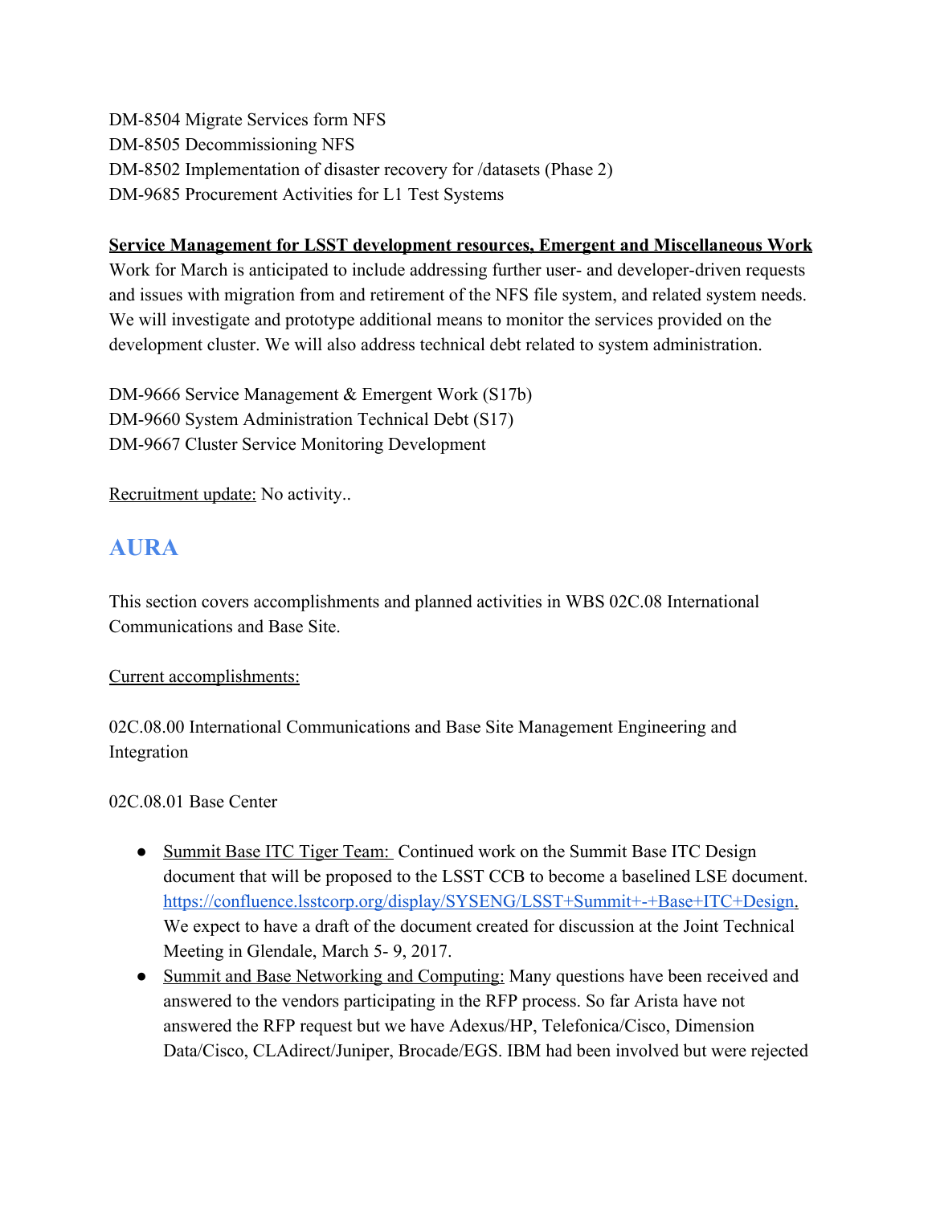DM-8504 Migrate Services form NFS
DM-8505 Decommissioning NFS
DM-8502 Implementation of disaster recovery for /datasets (Phase 2)
DM-9685 Procurement Activities for L1 Test Systems

**Service Management for LSST development resources, Emergent and Miscellaneous Work**
Work for March is anticipated to include addressing further user- and developer-driven requests and issues with migration from and retirement of the NFS file system, and related system needs. We will investigate and prototype additional means to monitor the services provided on the development cluster. We will also address technical debt related to system administration.

DM-9666 Service Management & Emergent Work (S17b)
DM-9660 System Administration Technical Debt (S17)
DM-9667 Cluster Service Monitoring Development

Recruitment update: No activity..

## AURA

This section covers accomplishments and planned activities in WBS 02C.08 International Communications and Base Site.

Current accomplishments:

02C.08.00 International Communications and Base Site Management Engineering and Integration

02C.08.01 Base Center

- Summit Base ITC Tiger Team: Continued work on the Summit Base ITC Design document that will be proposed to the LSST CCB to become a baselined LSE document. https://confluence.lsstcorp.org/display/SYSENG/LSST+Summit+-+Base+ITC+Design. We expect to have a draft of the document created for discussion at the Joint Technical Meeting in Glendale, March 5- 9, 2017.
- Summit and Base Networking and Computing: Many questions have been received and answered to the vendors participating in the RFP process. So far Arista have not answered the RFP request but we have Adexus/HP, Telefonica/Cisco, Dimension Data/Cisco, CLAdirect/Juniper, Brocade/EGS. IBM had been involved but were rejected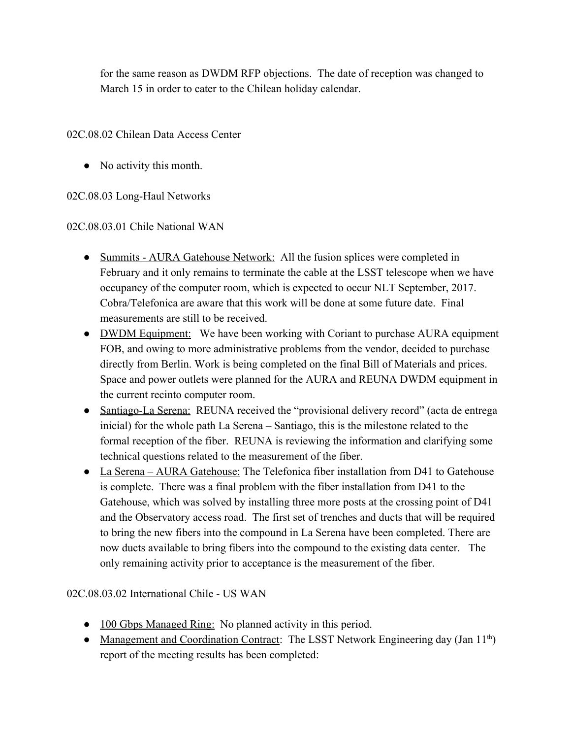for the same reason as DWDM RFP objections. The date of reception was changed to March 15 in order to cater to the Chilean holiday calendar.

02C.08.02 Chilean Data Access Center

- No activity this month.

02C.08.03 Long-Haul Networks

02C.08.03.01 Chile National WAN

- Summits - AURA Gatehouse Network: All the fusion splices were completed in February and it only remains to terminate the cable at the LSST telescope when we have occupancy of the computer room, which is expected to occur NLT September, 2017. Cobra/Telefonica are aware that this work will be done at some future date. Final measurements are still to be received.
- DWDM Equipment: We have been working with Coriant to purchase AURA equipment FOB, and owing to more administrative problems from the vendor, decided to purchase directly from Berlin. Work is being completed on the final Bill of Materials and prices. Space and power outlets were planned for the AURA and REUNA DWDM equipment in the current recinto computer room.
- Santiago-La Serena: REUNA received the "provisional delivery record" (acta de entrega inicial) for the whole path La Serena – Santiago, this is the milestone related to the formal reception of the fiber. REUNA is reviewing the information and clarifying some technical questions related to the measurement of the fiber.
- La Serena – AURA Gatehouse: The Telefonica fiber installation from D41 to Gatehouse is complete. There was a final problem with the fiber installation from D41 to the Gatehouse, which was solved by installing three more posts at the crossing point of D41 and the Observatory access road. The first set of trenches and ducts that will be required to bring the new fibers into the compound in La Serena have been completed. There are now ducts available to bring fibers into the compound to the existing data center. The only remaining activity prior to acceptance is the measurement of the fiber.

02C.08.03.02 International Chile - US WAN

- 100 Gbps Managed Ring: No planned activity in this period.
- Management and Coordination Contract: The LSST Network Engineering day (Jan 11th) report of the meeting results has been completed: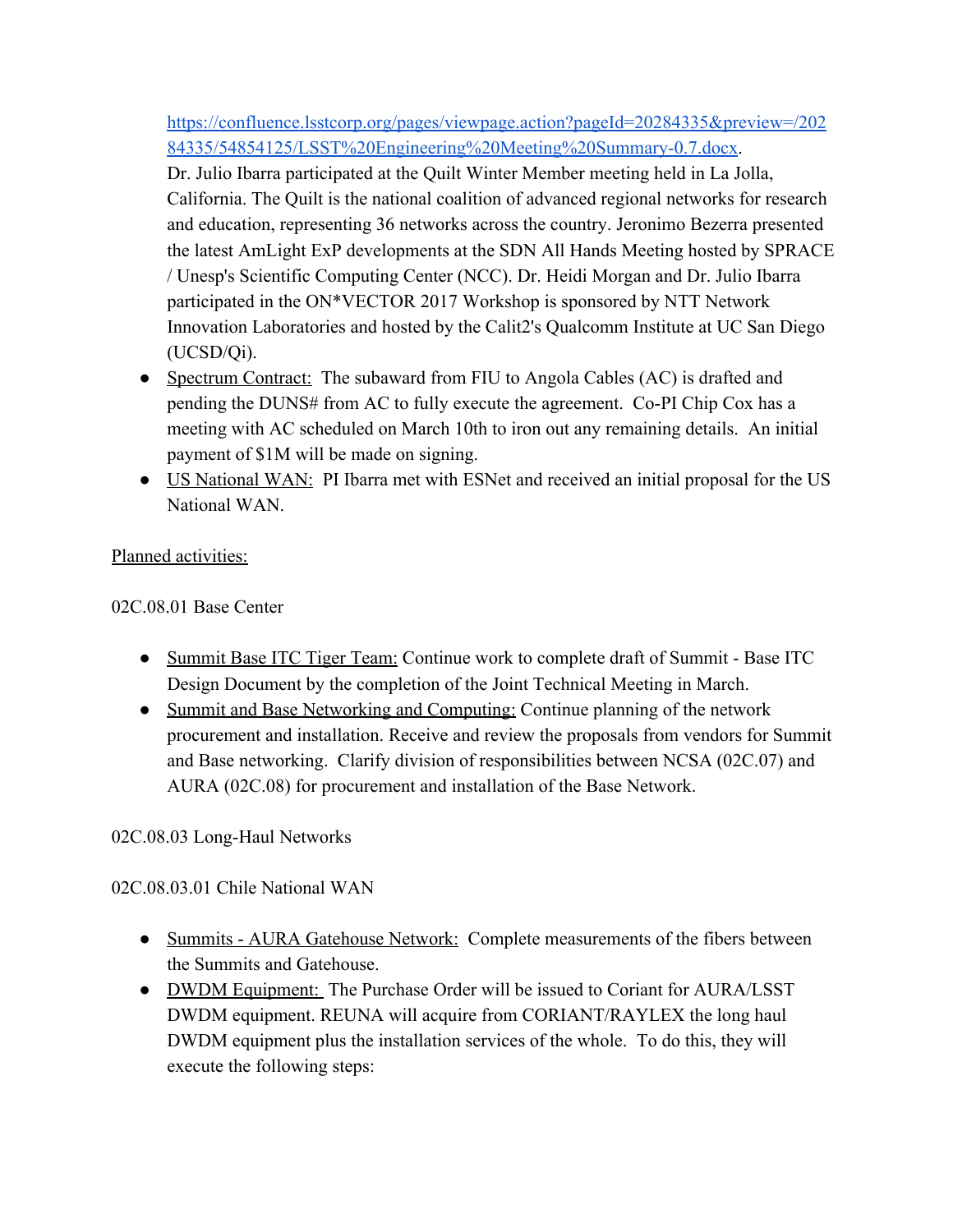https://confluence.lsstcorp.org/pages/viewpage.action?pageId=20284335&preview=/20284335/54854125/LSST%20Engineering%20Meeting%20Summary-0.7.docx.
Dr. Julio Ibarra participated at the Quilt Winter Member meeting held in La Jolla, California. The Quilt is the national coalition of advanced regional networks for research and education, representing 36 networks across the country. Jeronimo Bezerra presented the latest AmLight ExP developments at the SDN All Hands Meeting hosted by SPRACE / Unesp's Scientific Computing Center (NCC). Dr. Heidi Morgan and Dr. Julio Ibarra participated in the ON*VECTOR 2017 Workshop is sponsored by NTT Network Innovation Laboratories and hosted by the Calit2's Qualcomm Institute at UC San Diego (UCSD/Qi).

- Spectrum Contract: The subaward from FIU to Angola Cables (AC) is drafted and pending the DUNS# from AC to fully execute the agreement. Co-PI Chip Cox has a meeting with AC scheduled on March 10th to iron out any remaining details. An initial payment of $1M will be made on signing.
- US National WAN: PI Ibarra met with ESNet and received an initial proposal for the US National WAN.

Planned activities:

02C.08.01 Base Center

- Summit Base ITC Tiger Team: Continue work to complete draft of Summit - Base ITC Design Document by the completion of the Joint Technical Meeting in March.
- Summit and Base Networking and Computing: Continue planning of the network procurement and installation. Receive and review the proposals from vendors for Summit and Base networking. Clarify division of responsibilities between NCSA (02C.07) and AURA (02C.08) for procurement and installation of the Base Network.

02C.08.03 Long-Haul Networks

02C.08.03.01 Chile National WAN

- Summits - AURA Gatehouse Network: Complete measurements of the fibers between the Summits and Gatehouse.
- DWDM Equipment: The Purchase Order will be issued to Coriant for AURA/LSST DWDM equipment. REUNA will acquire from CORIANT/RAYLEX the long haul DWDM equipment plus the installation services of the whole. To do this, they will execute the following steps: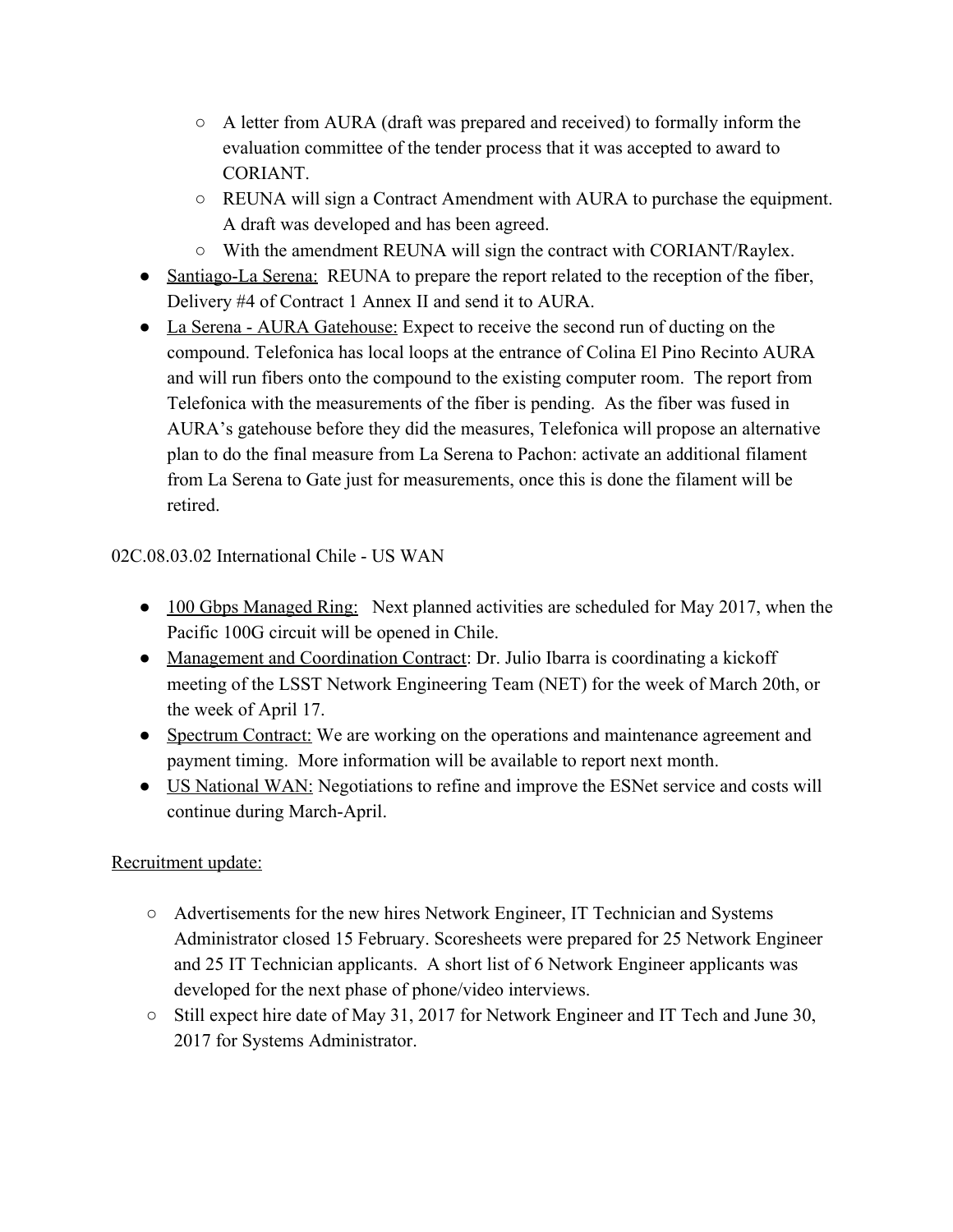- A letter from AURA (draft was prepared and received) to formally inform the evaluation committee of the tender process that it was accepted to award to CORIANT.
    - REUNA will sign a Contract Amendment with AURA to purchase the equipment. A draft was developed and has been agreed.
    - With the amendment REUNA will sign the contract with CORIANT/Raylex.
- Santiago-La Serena: REUNA to prepare the report related to the reception of the fiber, Delivery #4 of Contract 1 Annex II and send it to AURA.
- La Serena - AURA Gatehouse: Expect to receive the second run of ducting on the compound. Telefonica has local loops at the entrance of Colina El Pino Recinto AURA and will run fibers onto the compound to the existing computer room. The report from Telefonica with the measurements of the fiber is pending. As the fiber was fused in AURA's gatehouse before they did the measures, Telefonica will propose an alternative plan to do the final measure from La Serena to Pachon: activate an additional filament from La Serena to Gate just for measurements, once this is done the filament will be retired.

02C.08.03.02 International Chile - US WAN

- 100 Gbps Managed Ring: Next planned activities are scheduled for May 2017, when the Pacific 100G circuit will be opened in Chile.
- Management and Coordination Contract: Dr. Julio Ibarra is coordinating a kickoff meeting of the LSST Network Engineering Team (NET) for the week of March 20th, or the week of April 17.
- Spectrum Contract: We are working on the operations and maintenance agreement and payment timing. More information will be available to report next month.
- US National WAN: Negotiations to refine and improve the ESNet service and costs will continue during March-April.

Recruitment update:

- Advertisements for the new hires Network Engineer, IT Technician and Systems Administrator closed 15 February. Scoresheets were prepared for 25 Network Engineer and 25 IT Technician applicants. A short list of 6 Network Engineer applicants was developed for the next phase of phone/video interviews.
- Still expect hire date of May 31, 2017 for Network Engineer and IT Tech and June 30, 2017 for Systems Administrator.